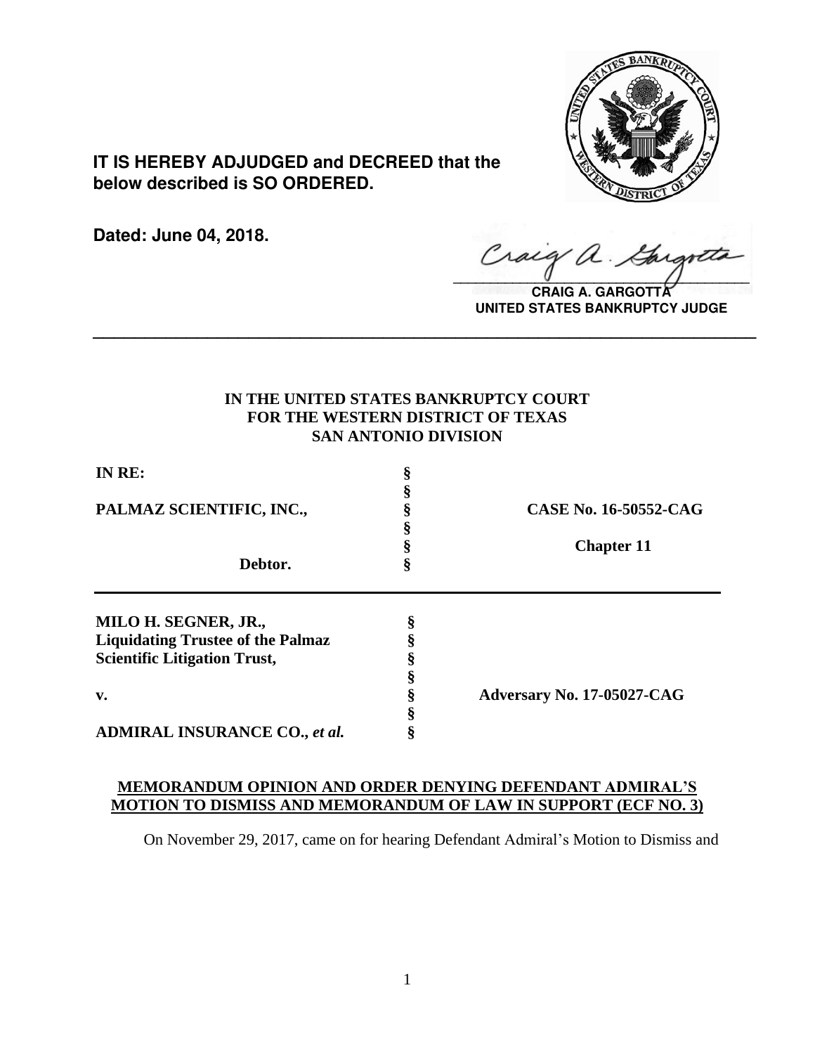**IT IS HEREBY ADJUDGED and DECREED that the below described is SO ORDERED.**

**Dated: June 04, 2018.**

**CRAIG A. GARGOTTA**
**UNITED STATES BANKRUPTCY JUDGE**

---

**IN THE UNITED STATES BANKRUPTCY COURT**
**FOR THE WESTERN DISTRICT OF TEXAS**
**SAN ANTONIO DIVISION**

| | | |
|---|---|---|
| **IN RE:** | § | |
| | § | |
| **PALMAZ SCIENTIFIC, INC.,** | § | **CASE No. 16-50552-CAG** |
| | § | |
| | § | **Chapter 11** |
| **Debtor.** | § | |

| | | |
|---|---|---|
| **MILO H. SEGNER, JR.,** | § | |
| **Liquidating Trustee of the Palmaz** | § | |
| **Scientific Litigation Trust,** | § | |
| | § | |
| **v.** | § | **Adversary No. 17-05027-CAG** |
| | § | |
| **ADMIRAL INSURANCE CO.,** ***et al.*** | § | |

**MEMORANDUM OPINION AND ORDER DENYING DEFENDANT ADMIRAL'S MOTION TO DISMISS AND MEMORANDUM OF LAW IN SUPPORT (ECF NO. 3)**

On November 29, 2017, came on for hearing Defendant Admiral's Motion to Dismiss and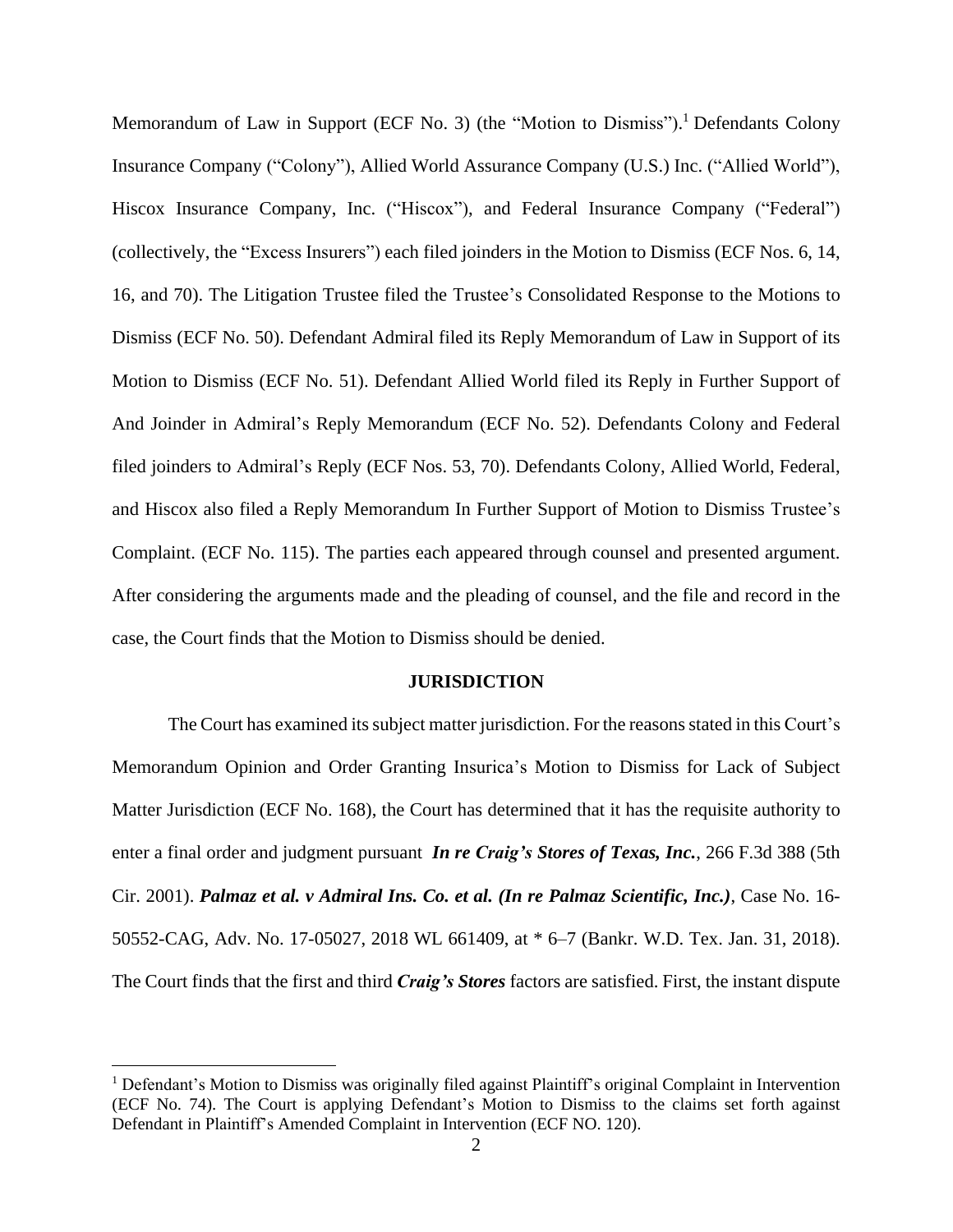Memorandum of Law in Support (ECF No. 3) (the "Motion to Dismiss").[1] Defendants Colony Insurance Company ("Colony"), Allied World Assurance Company (U.S.) Inc. ("Allied World"), Hiscox Insurance Company, Inc. ("Hiscox"), and Federal Insurance Company ("Federal") (collectively, the "Excess Insurers") each filed joinders in the Motion to Dismiss (ECF Nos. 6, 14, 16, and 70). The Litigation Trustee filed the Trustee's Consolidated Response to the Motions to Dismiss (ECF No. 50). Defendant Admiral filed its Reply Memorandum of Law in Support of its Motion to Dismiss (ECF No. 51). Defendant Allied World filed its Reply in Further Support of And Joinder in Admiral's Reply Memorandum (ECF No. 52). Defendants Colony and Federal filed joinders to Admiral's Reply (ECF Nos. 53, 70). Defendants Colony, Allied World, Federal, and Hiscox also filed a Reply Memorandum In Further Support of Motion to Dismiss Trustee's Complaint. (ECF No. 115). The parties each appeared through counsel and presented argument. After considering the arguments made and the pleading of counsel, and the file and record in the case, the Court finds that the Motion to Dismiss should be denied.

## JURISDICTION

The Court has examined its subject matter jurisdiction. For the reasons stated in this Court's Memorandum Opinion and Order Granting Insurica's Motion to Dismiss for Lack of Subject Matter Jurisdiction (ECF No. 168), the Court has determined that it has the requisite authority to enter a final order and judgment pursuant ***In re Craig's Stores of Texas, Inc.***, 266 F.3d 388 (5th Cir. 2001). ***Palmaz et al. v Admiral Ins. Co. et al. (In re Palmaz Scientific, Inc.)***, Case No. 16-50552-CAG, Adv. No. 17-05027, 2018 WL 661409, at * 6–7 (Bankr. W.D. Tex. Jan. 31, 2018). The Court finds that the first and third ***Craig's Stores*** factors are satisfied. First, the instant dispute

---

[1] Defendant's Motion to Dismiss was originally filed against Plaintiff's original Complaint in Intervention (ECF No. 74). The Court is applying Defendant's Motion to Dismiss to the claims set forth against Defendant in Plaintiff's Amended Complaint in Intervention (ECF NO. 120).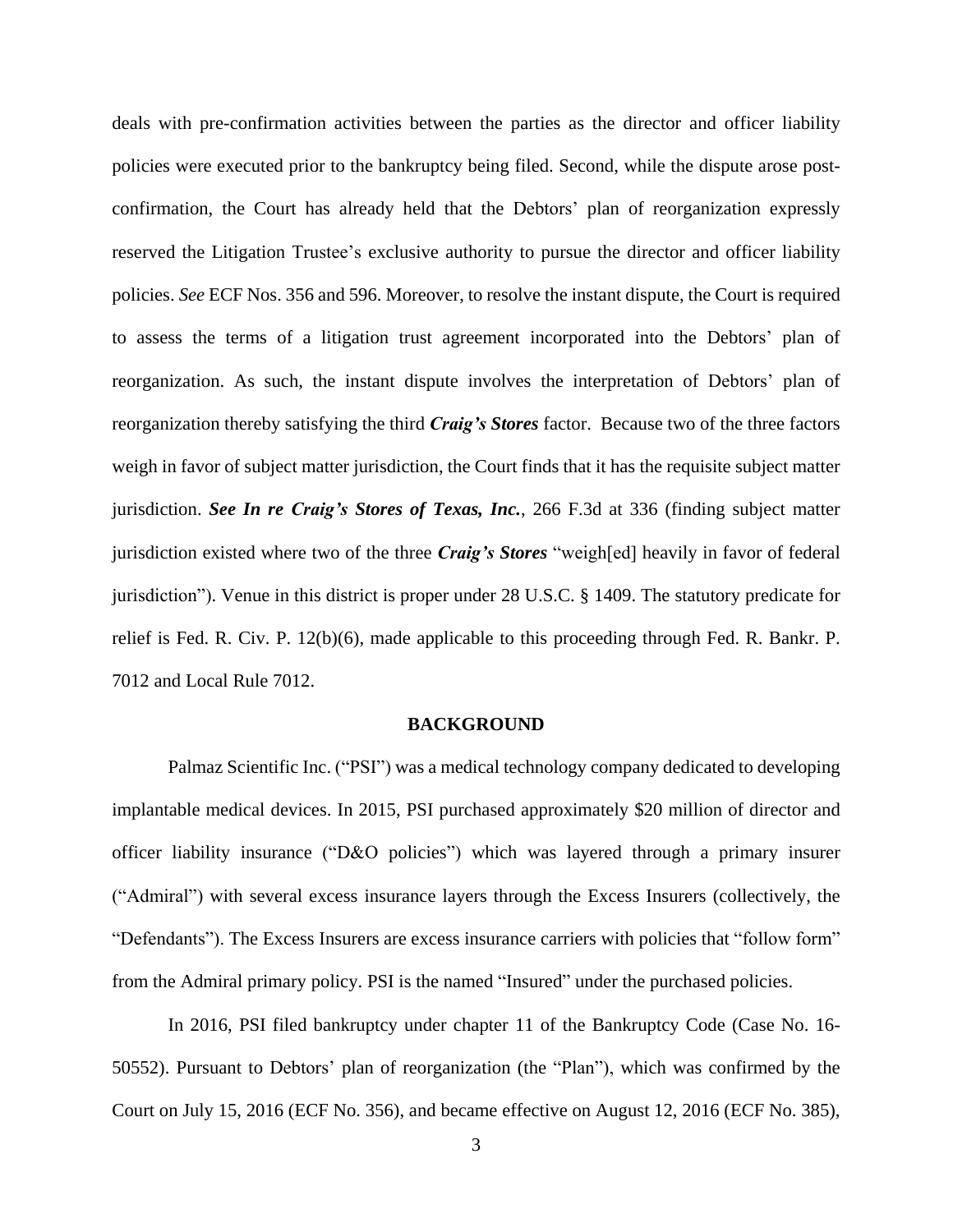deals with pre-confirmation activities between the parties as the director and officer liability policies were executed prior to the bankruptcy being filed. Second, while the dispute arose post-confirmation, the Court has already held that the Debtors' plan of reorganization expressly reserved the Litigation Trustee's exclusive authority to pursue the director and officer liability policies. *See* ECF Nos. 356 and 596. Moreover, to resolve the instant dispute, the Court is required to assess the terms of a litigation trust agreement incorporated into the Debtors' plan of reorganization. As such, the instant dispute involves the interpretation of Debtors' plan of reorganization thereby satisfying the third ***Craig's Stores*** factor. Because two of the three factors weigh in favor of subject matter jurisdiction, the Court finds that it has the requisite subject matter jurisdiction. ***See In re Craig's Stores of Texas, Inc.***, 266 F.3d at 336 (finding subject matter jurisdiction existed where two of the three ***Craig's Stores*** "weigh[ed] heavily in favor of federal jurisdiction"). Venue in this district is proper under 28 U.S.C. § 1409. The statutory predicate for relief is Fed. R. Civ. P. 12(b)(6), made applicable to this proceeding through Fed. R. Bankr. P. 7012 and Local Rule 7012.

## BACKGROUND

Palmaz Scientific Inc. ("PSI") was a medical technology company dedicated to developing implantable medical devices. In 2015, PSI purchased approximately $20 million of director and officer liability insurance ("D&O policies") which was layered through a primary insurer ("Admiral") with several excess insurance layers through the Excess Insurers (collectively, the "Defendants"). The Excess Insurers are excess insurance carriers with policies that "follow form" from the Admiral primary policy. PSI is the named "Insured" under the purchased policies.

In 2016, PSI filed bankruptcy under chapter 11 of the Bankruptcy Code (Case No. 16-50552). Pursuant to Debtors' plan of reorganization (the "Plan"), which was confirmed by the Court on July 15, 2016 (ECF No. 356), and became effective on August 12, 2016 (ECF No. 385),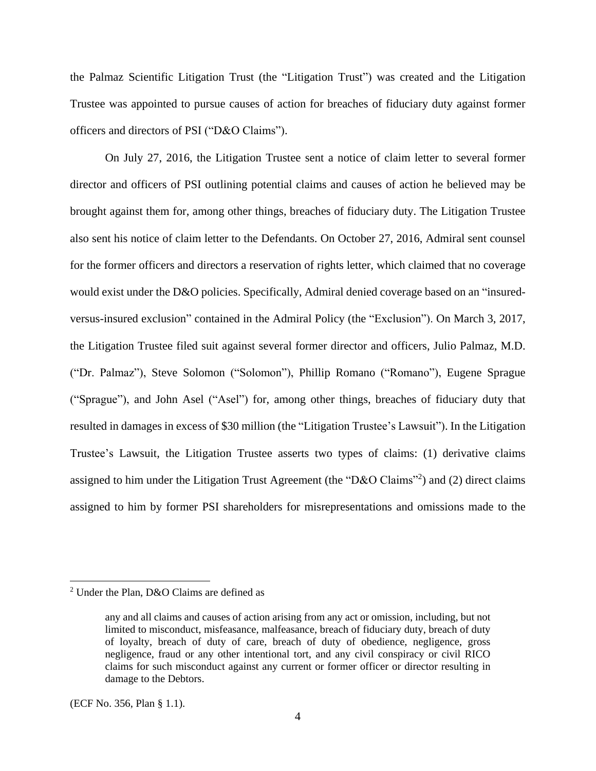the Palmaz Scientific Litigation Trust (the "Litigation Trust") was created and the Litigation Trustee was appointed to pursue causes of action for breaches of fiduciary duty against former officers and directors of PSI ("D&O Claims").

On July 27, 2016, the Litigation Trustee sent a notice of claim letter to several former director and officers of PSI outlining potential claims and causes of action he believed may be brought against them for, among other things, breaches of fiduciary duty. The Litigation Trustee also sent his notice of claim letter to the Defendants. On October 27, 2016, Admiral sent counsel for the former officers and directors a reservation of rights letter, which claimed that no coverage would exist under the D&O policies. Specifically, Admiral denied coverage based on an "insured-versus-insured exclusion" contained in the Admiral Policy (the "Exclusion"). On March 3, 2017, the Litigation Trustee filed suit against several former director and officers, Julio Palmaz, M.D. ("Dr. Palmaz"), Steve Solomon ("Solomon"), Phillip Romano ("Romano"), Eugene Sprague ("Sprague"), and John Asel ("Asel") for, among other things, breaches of fiduciary duty that resulted in damages in excess of $30 million (the "Litigation Trustee's Lawsuit"). In the Litigation Trustee's Lawsuit, the Litigation Trustee asserts two types of claims: (1) derivative claims assigned to him under the Litigation Trust Agreement (the "D&O Claims"[2]) and (2) direct claims assigned to him by former PSI shareholders for misrepresentations and omissions made to the

---

[2] Under the Plan, D&O Claims are defined as

> any and all claims and causes of action arising from any act or omission, including, but not limited to misconduct, misfeasance, malfeasance, breach of fiduciary duty, breach of duty of loyalty, breach of duty of care, breach of duty of obedience, negligence, gross negligence, fraud or any other intentional tort, and any civil conspiracy or civil RICO claims for such misconduct against any current or former officer or director resulting in damage to the Debtors.

(ECF No. 356, Plan § 1.1).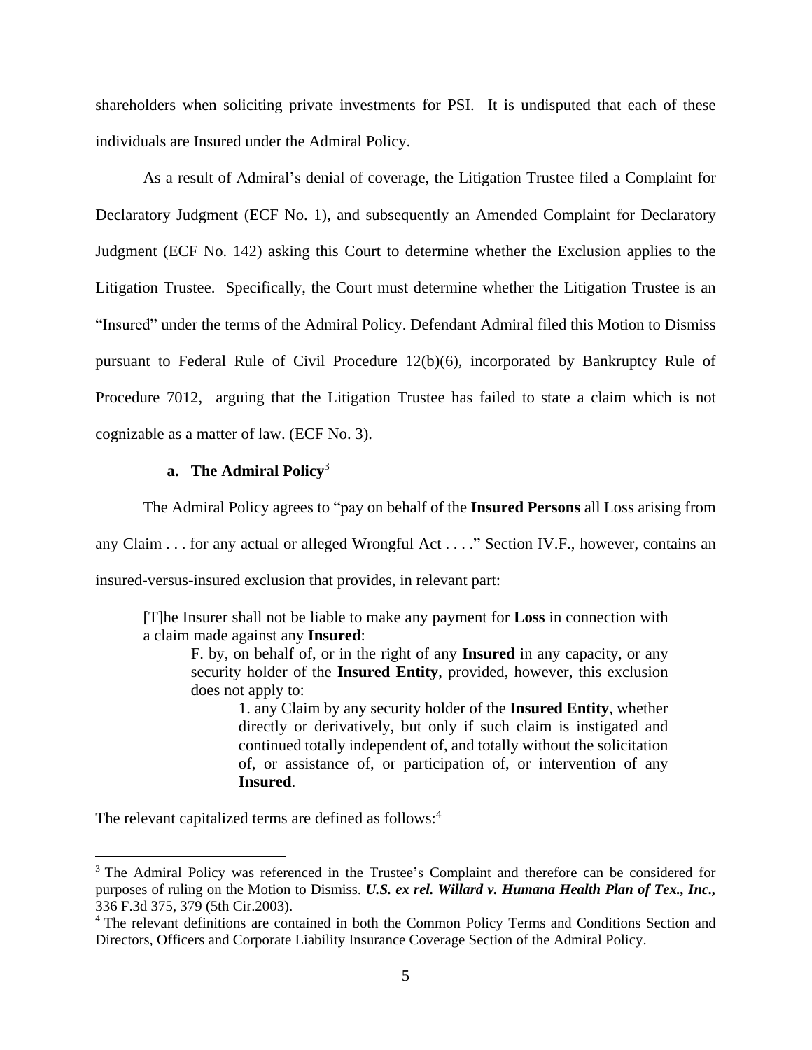shareholders when soliciting private investments for PSI. It is undisputed that each of these individuals are Insured under the Admiral Policy.

As a result of Admiral's denial of coverage, the Litigation Trustee filed a Complaint for Declaratory Judgment (ECF No. 1), and subsequently an Amended Complaint for Declaratory Judgment (ECF No. 142) asking this Court to determine whether the Exclusion applies to the Litigation Trustee. Specifically, the Court must determine whether the Litigation Trustee is an "Insured" under the terms of the Admiral Policy. Defendant Admiral filed this Motion to Dismiss pursuant to Federal Rule of Civil Procedure 12(b)(6), incorporated by Bankruptcy Rule of Procedure 7012, arguing that the Litigation Trustee has failed to state a claim which is not cognizable as a matter of law. (ECF No. 3).

**a. The Admiral Policy**[3]

The Admiral Policy agrees to "pay on behalf of the **Insured Persons** all Loss arising from any Claim . . . for any actual or alleged Wrongful Act . . . ." Section IV.F., however, contains an insured-versus-insured exclusion that provides, in relevant part:

> [T]he Insurer shall not be liable to make any payment for **Loss** in connection with a claim made against any **Insured**:
>
> F. by, on behalf of, or in the right of any **Insured** in any capacity, or any security holder of the **Insured Entity**, provided, however, this exclusion does not apply to:
>
> 1. any Claim by any security holder of the **Insured Entity**, whether directly or derivatively, but only if such claim is instigated and continued totally independent of, and totally without the solicitation of, or assistance of, or participation of, or intervention of any **Insured**.

The relevant capitalized terms are defined as follows:[4]

---

[3] The Admiral Policy was referenced in the Trustee's Complaint and therefore can be considered for purposes of ruling on the Motion to Dismiss. ***U.S. ex rel. Willard v. Humana Health Plan of Tex., Inc.,*** 336 F.3d 375, 379 (5th Cir.2003).

[4] The relevant definitions are contained in both the Common Policy Terms and Conditions Section and Directors, Officers and Corporate Liability Insurance Coverage Section of the Admiral Policy.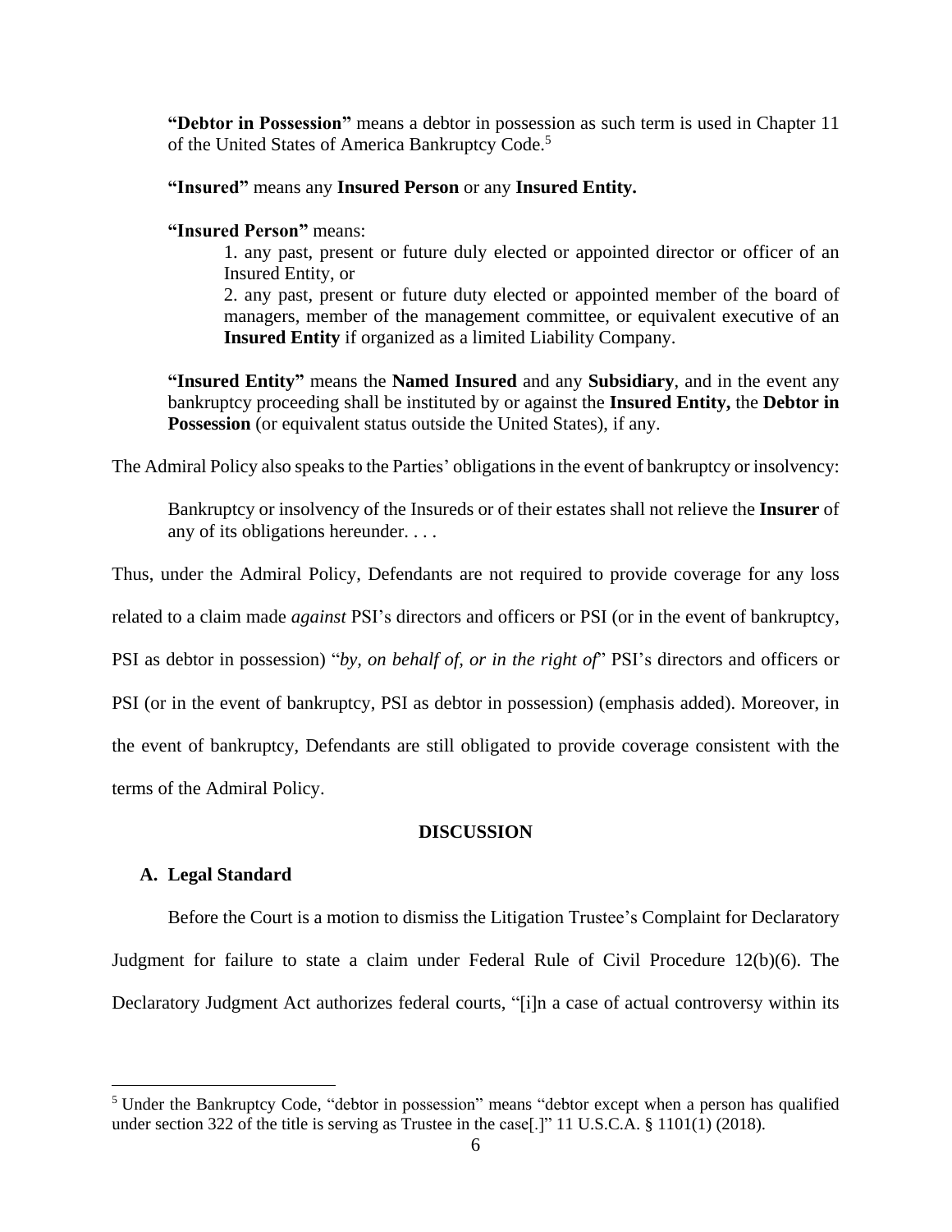**"Debtor in Possession"** means a debtor in possession as such term is used in Chapter 11 of the United States of America Bankruptcy Code.[5]

**"Insured"** means any **Insured Person** or any **Insured Entity.**

**"Insured Person"** means:

1. any past, present or future duly elected or appointed director or officer of an Insured Entity, or
2. any past, present or future duty elected or appointed member of the board of managers, member of the management committee, or equivalent executive of an **Insured Entity** if organized as a limited Liability Company.

**"Insured Entity"** means the **Named Insured** and any **Subsidiary**, and in the event any bankruptcy proceeding shall be instituted by or against the **Insured Entity,** the **Debtor in Possession** (or equivalent status outside the United States), if any.

The Admiral Policy also speaks to the Parties' obligations in the event of bankruptcy or insolvency:

> Bankruptcy or insolvency of the Insureds or of their estates shall not relieve the **Insurer** of any of its obligations hereunder. . . .

Thus, under the Admiral Policy, Defendants are not required to provide coverage for any loss related to a claim made *against* PSI's directors and officers or PSI (or in the event of bankruptcy, PSI as debtor in possession) "*by, on behalf of, or in the right of*" PSI's directors and officers or PSI (or in the event of bankruptcy, PSI as debtor in possession) (emphasis added). Moreover, in the event of bankruptcy, Defendants are still obligated to provide coverage consistent with the terms of the Admiral Policy.

## DISCUSSION

### A. Legal Standard

Before the Court is a motion to dismiss the Litigation Trustee's Complaint for Declaratory Judgment for failure to state a claim under Federal Rule of Civil Procedure 12(b)(6). The Declaratory Judgment Act authorizes federal courts, "[i]n a case of actual controversy within its

[5] Under the Bankruptcy Code, "debtor in possession" means "debtor except when a person has qualified under section 322 of the title is serving as Trustee in the case[.]" 11 U.S.C.A. § 1101(1) (2018).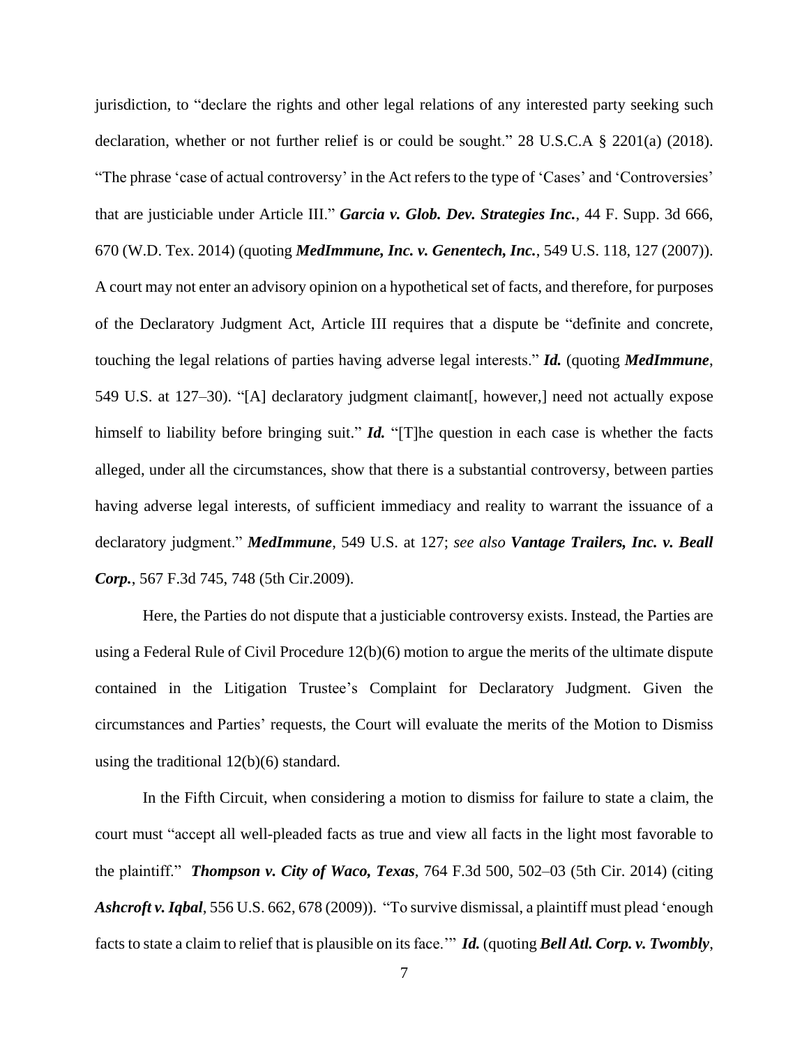jurisdiction, to "declare the rights and other legal relations of any interested party seeking such declaration, whether or not further relief is or could be sought." 28 U.S.C.A § 2201(a) (2018). "The phrase 'case of actual controversy' in the Act refers to the type of 'Cases' and 'Controversies' that are justiciable under Article III." ***Garcia v. Glob. Dev. Strategies Inc.***, 44 F. Supp. 3d 666, 670 (W.D. Tex. 2014) (quoting ***MedImmune, Inc. v. Genentech, Inc.***, 549 U.S. 118, 127 (2007)). A court may not enter an advisory opinion on a hypothetical set of facts, and therefore, for purposes of the Declaratory Judgment Act, Article III requires that a dispute be "definite and concrete, touching the legal relations of parties having adverse legal interests." ***Id.*** (quoting ***MedImmune***, 549 U.S. at 127–30). "[A] declaratory judgment claimant[, however,] need not actually expose himself to liability before bringing suit." ***Id.*** "[T]he question in each case is whether the facts alleged, under all the circumstances, show that there is a substantial controversy, between parties having adverse legal interests, of sufficient immediacy and reality to warrant the issuance of a declaratory judgment." ***MedImmune***, 549 U.S. at 127; *see also* ***Vantage Trailers, Inc. v. Beall Corp.***, 567 F.3d 745, 748 (5th Cir.2009).

Here, the Parties do not dispute that a justiciable controversy exists. Instead, the Parties are using a Federal Rule of Civil Procedure 12(b)(6) motion to argue the merits of the ultimate dispute contained in the Litigation Trustee's Complaint for Declaratory Judgment. Given the circumstances and Parties' requests, the Court will evaluate the merits of the Motion to Dismiss using the traditional 12(b)(6) standard.

In the Fifth Circuit, when considering a motion to dismiss for failure to state a claim, the court must "accept all well-pleaded facts as true and view all facts in the light most favorable to the plaintiff." ***Thompson v. City of Waco, Texas***, 764 F.3d 500, 502–03 (5th Cir. 2014) (citing ***Ashcroft v. Iqbal***, 556 U.S. 662, 678 (2009)). "To survive dismissal, a plaintiff must plead 'enough facts to state a claim to relief that is plausible on its face.'" ***Id.*** (quoting ***Bell Atl. Corp. v. Twombly***,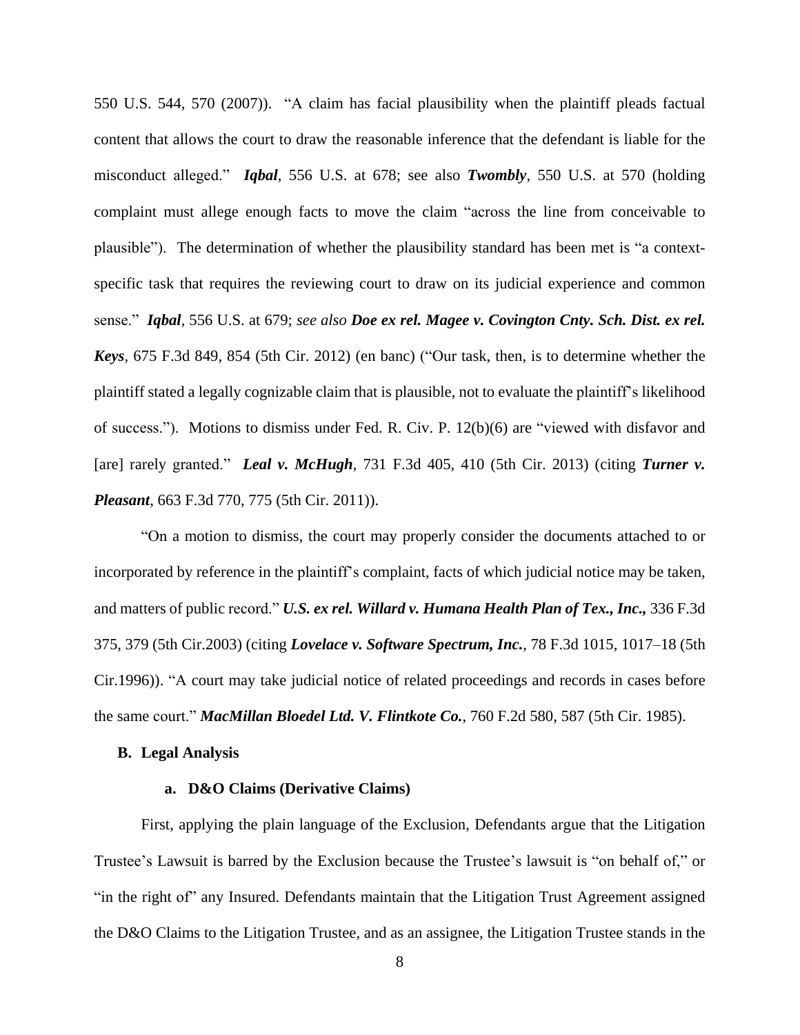550 U.S. 544, 570 (2007)). "A claim has facial plausibility when the plaintiff pleads factual content that allows the court to draw the reasonable inference that the defendant is liable for the misconduct alleged." ***Iqbal***, 556 U.S. at 678; see also ***Twombly***, 550 U.S. at 570 (holding complaint must allege enough facts to move the claim "across the line from conceivable to plausible"). The determination of whether the plausibility standard has been met is "a context-specific task that requires the reviewing court to draw on its judicial experience and common sense." ***Iqbal***, 556 U.S. at 679; *see also* ***Doe ex rel. Magee v. Covington Cnty. Sch. Dist. ex rel. Keys***, 675 F.3d 849, 854 (5th Cir. 2012) (en banc) ("Our task, then, is to determine whether the plaintiff stated a legally cognizable claim that is plausible, not to evaluate the plaintiff's likelihood of success."). Motions to dismiss under Fed. R. Civ. P. 12(b)(6) are "viewed with disfavor and [are] rarely granted." ***Leal v. McHugh***, 731 F.3d 405, 410 (5th Cir. 2013) (citing ***Turner v. Pleasant***, 663 F.3d 770, 775 (5th Cir. 2011)).

"On a motion to dismiss, the court may properly consider the documents attached to or incorporated by reference in the plaintiff's complaint, facts of which judicial notice may be taken, and matters of public record." ***U.S. ex rel. Willard v. Humana Health Plan of Tex., Inc.,*** 336 F.3d 375, 379 (5th Cir.2003) (citing ***Lovelace v. Software Spectrum, Inc.***, 78 F.3d 1015, 1017–18 (5th Cir.1996)). "A court may take judicial notice of related proceedings and records in cases before the same court." ***MacMillan Bloedel Ltd. V. Flintkote Co.***, 760 F.2d 580, 587 (5th Cir. 1985).

## B. Legal Analysis

### a. D&O Claims (Derivative Claims)

First, applying the plain language of the Exclusion, Defendants argue that the Litigation Trustee's Lawsuit is barred by the Exclusion because the Trustee's lawsuit is "on behalf of," or "in the right of" any Insured. Defendants maintain that the Litigation Trust Agreement assigned the D&O Claims to the Litigation Trustee, and as an assignee, the Litigation Trustee stands in the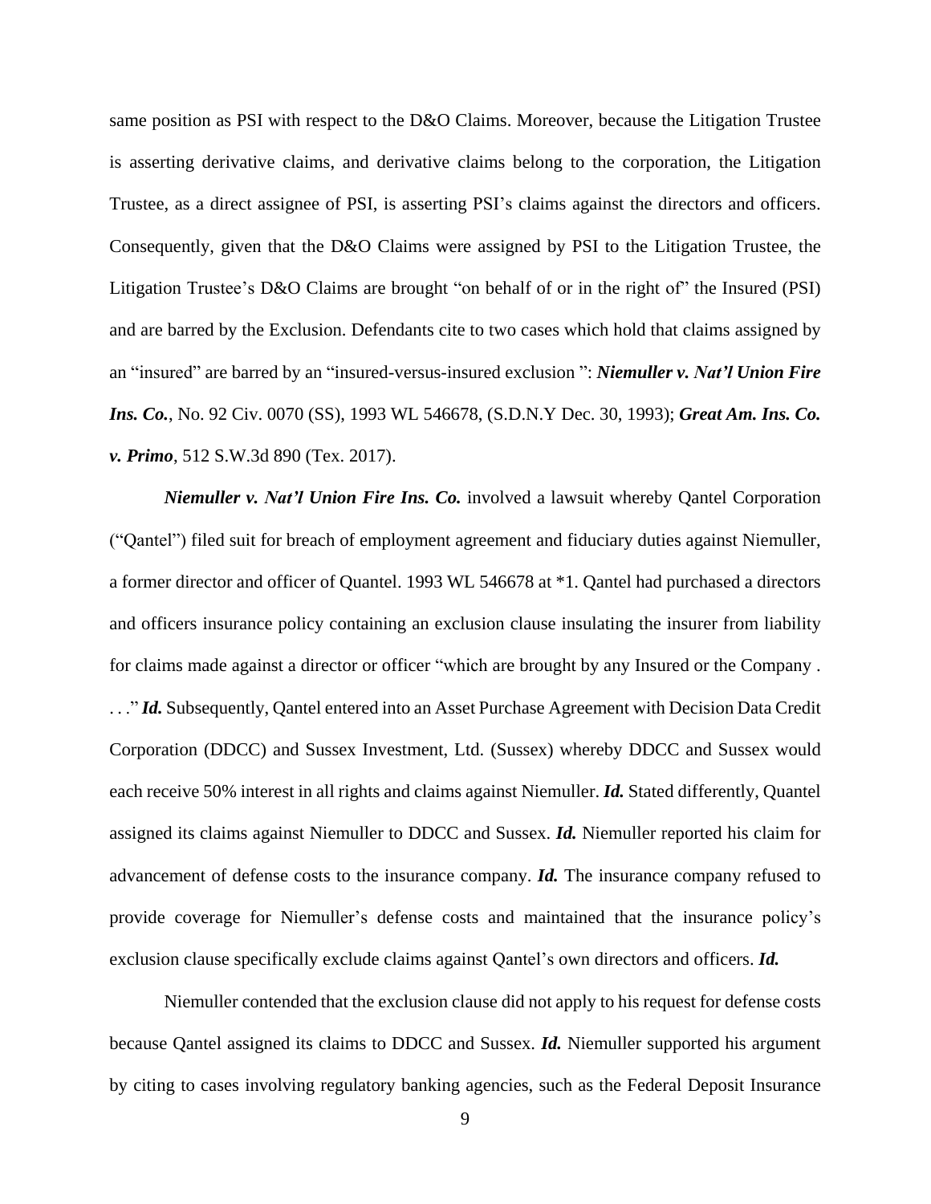same position as PSI with respect to the D&O Claims. Moreover, because the Litigation Trustee is asserting derivative claims, and derivative claims belong to the corporation, the Litigation Trustee, as a direct assignee of PSI, is asserting PSI's claims against the directors and officers. Consequently, given that the D&O Claims were assigned by PSI to the Litigation Trustee, the Litigation Trustee's D&O Claims are brought "on behalf of or in the right of" the Insured (PSI) and are barred by the Exclusion. Defendants cite to two cases which hold that claims assigned by an "insured" are barred by an "insured-versus-insured exclusion ": ***Niemuller v. Nat'l Union Fire Ins. Co.***, No. 92 Civ. 0070 (SS), 1993 WL 546678, (S.D.N.Y Dec. 30, 1993); ***Great Am. Ins. Co. v. Primo***, 512 S.W.3d 890 (Tex. 2017).

***Niemuller v. Nat'l Union Fire Ins. Co.*** involved a lawsuit whereby Qantel Corporation ("Qantel") filed suit for breach of employment agreement and fiduciary duties against Niemuller, a former director and officer of Quantel. 1993 WL 546678 at *1. Qantel had purchased a directors and officers insurance policy containing an exclusion clause insulating the insurer from liability for claims made against a director or officer "which are brought by any Insured or the Company . . ." ***Id.*** Subsequently, Qantel entered into an Asset Purchase Agreement with Decision Data Credit Corporation (DDCC) and Sussex Investment, Ltd. (Sussex) whereby DDCC and Sussex would each receive 50% interest in all rights and claims against Niemuller. ***Id.*** Stated differently, Quantel assigned its claims against Niemuller to DDCC and Sussex. ***Id.*** Niemuller reported his claim for advancement of defense costs to the insurance company. ***Id.*** The insurance company refused to provide coverage for Niemuller's defense costs and maintained that the insurance policy's exclusion clause specifically exclude claims against Qantel's own directors and officers. ***Id.***

Niemuller contended that the exclusion clause did not apply to his request for defense costs because Qantel assigned its claims to DDCC and Sussex. ***Id.*** Niemuller supported his argument by citing to cases involving regulatory banking agencies, such as the Federal Deposit Insurance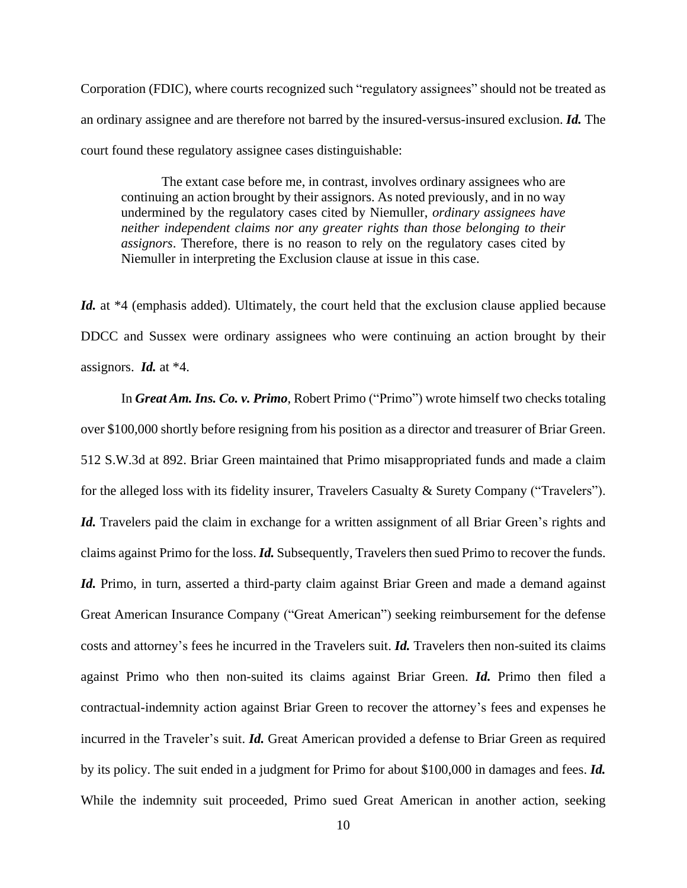Corporation (FDIC), where courts recognized such "regulatory assignees" should not be treated as an ordinary assignee and are therefore not barred by the insured-versus-insured exclusion. ***Id.*** The court found these regulatory assignee cases distinguishable:

> The extant case before me, in contrast, involves ordinary assignees who are continuing an action brought by their assignors. As noted previously, and in no way undermined by the regulatory cases cited by Niemuller, *ordinary assignees have neither independent claims nor any greater rights than those belonging to their assignors*. Therefore, there is no reason to rely on the regulatory cases cited by Niemuller in interpreting the Exclusion clause at issue in this case.

***Id.*** at *4 (emphasis added). Ultimately, the court held that the exclusion clause applied because DDCC and Sussex were ordinary assignees who were continuing an action brought by their assignors. ***Id.*** at *4.

In ***Great Am. Ins. Co. v. Primo***, Robert Primo ("Primo") wrote himself two checks totaling over $100,000 shortly before resigning from his position as a director and treasurer of Briar Green. 512 S.W.3d at 892. Briar Green maintained that Primo misappropriated funds and made a claim for the alleged loss with its fidelity insurer, Travelers Casualty & Surety Company ("Travelers"). ***Id.*** Travelers paid the claim in exchange for a written assignment of all Briar Green's rights and claims against Primo for the loss. ***Id.*** Subsequently, Travelers then sued Primo to recover the funds. ***Id.*** Primo, in turn, asserted a third-party claim against Briar Green and made a demand against Great American Insurance Company ("Great American") seeking reimbursement for the defense costs and attorney's fees he incurred in the Travelers suit. ***Id.*** Travelers then non-suited its claims against Primo who then non-suited its claims against Briar Green. ***Id.*** Primo then filed a contractual-indemnity action against Briar Green to recover the attorney's fees and expenses he incurred in the Traveler's suit. ***Id.*** Great American provided a defense to Briar Green as required by its policy. The suit ended in a judgment for Primo for about $100,000 in damages and fees. ***Id.*** While the indemnity suit proceeded, Primo sued Great American in another action, seeking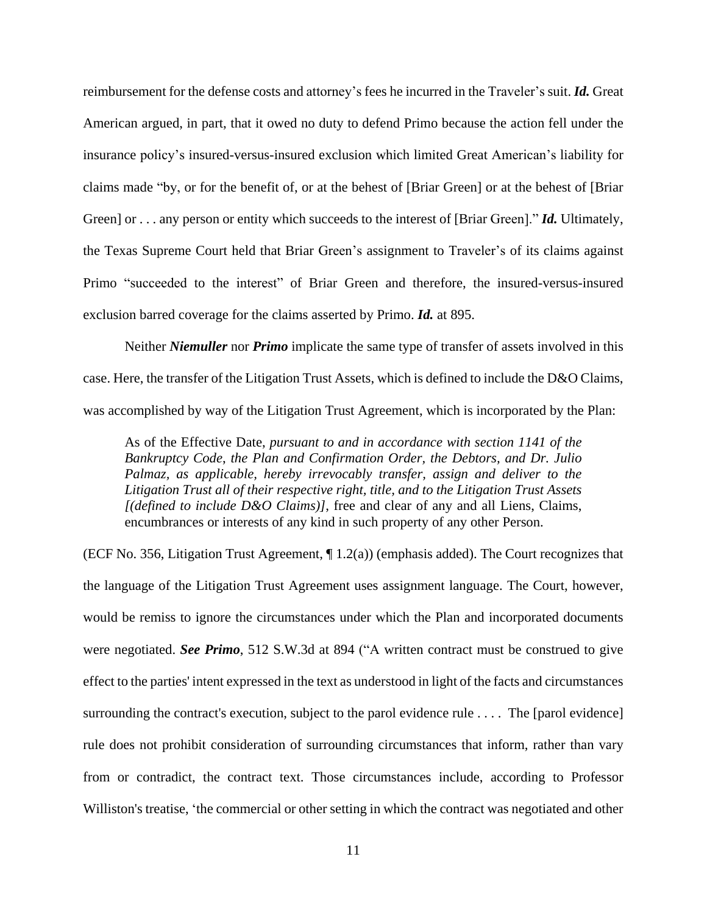reimbursement for the defense costs and attorney's fees he incurred in the Traveler's suit. ***Id.*** Great American argued, in part, that it owed no duty to defend Primo because the action fell under the insurance policy's insured-versus-insured exclusion which limited Great American's liability for claims made "by, or for the benefit of, or at the behest of [Briar Green] or at the behest of [Briar Green] or . . . any person or entity which succeeds to the interest of [Briar Green]." ***Id.*** Ultimately, the Texas Supreme Court held that Briar Green's assignment to Traveler's of its claims against Primo "succeeded to the interest" of Briar Green and therefore, the insured-versus-insured exclusion barred coverage for the claims asserted by Primo. ***Id.*** at 895.

Neither ***Niemuller*** nor ***Primo*** implicate the same type of transfer of assets involved in this case. Here, the transfer of the Litigation Trust Assets, which is defined to include the D&O Claims, was accomplished by way of the Litigation Trust Agreement, which is incorporated by the Plan:

> As of the Effective Date, *pursuant to and in accordance with section 1141 of the Bankruptcy Code, the Plan and Confirmation Order, the Debtors, and Dr. Julio Palmaz, as applicable, hereby irrevocably transfer, assign and deliver to the Litigation Trust all of their respective right, title, and to the Litigation Trust Assets [(defined to include D&O Claims)]*, free and clear of any and all Liens, Claims, encumbrances or interests of any kind in such property of any other Person.

(ECF No. 356, Litigation Trust Agreement, ¶ 1.2(a)) (emphasis added). The Court recognizes that the language of the Litigation Trust Agreement uses assignment language. The Court, however, would be remiss to ignore the circumstances under which the Plan and incorporated documents were negotiated. ***See Primo***, 512 S.W.3d at 894 ("A written contract must be construed to give effect to the parties' intent expressed in the text as understood in light of the facts and circumstances surrounding the contract's execution, subject to the parol evidence rule . . . . The [parol evidence] rule does not prohibit consideration of surrounding circumstances that inform, rather than vary from or contradict, the contract text. Those circumstances include, according to Professor Williston's treatise, 'the commercial or other setting in which the contract was negotiated and other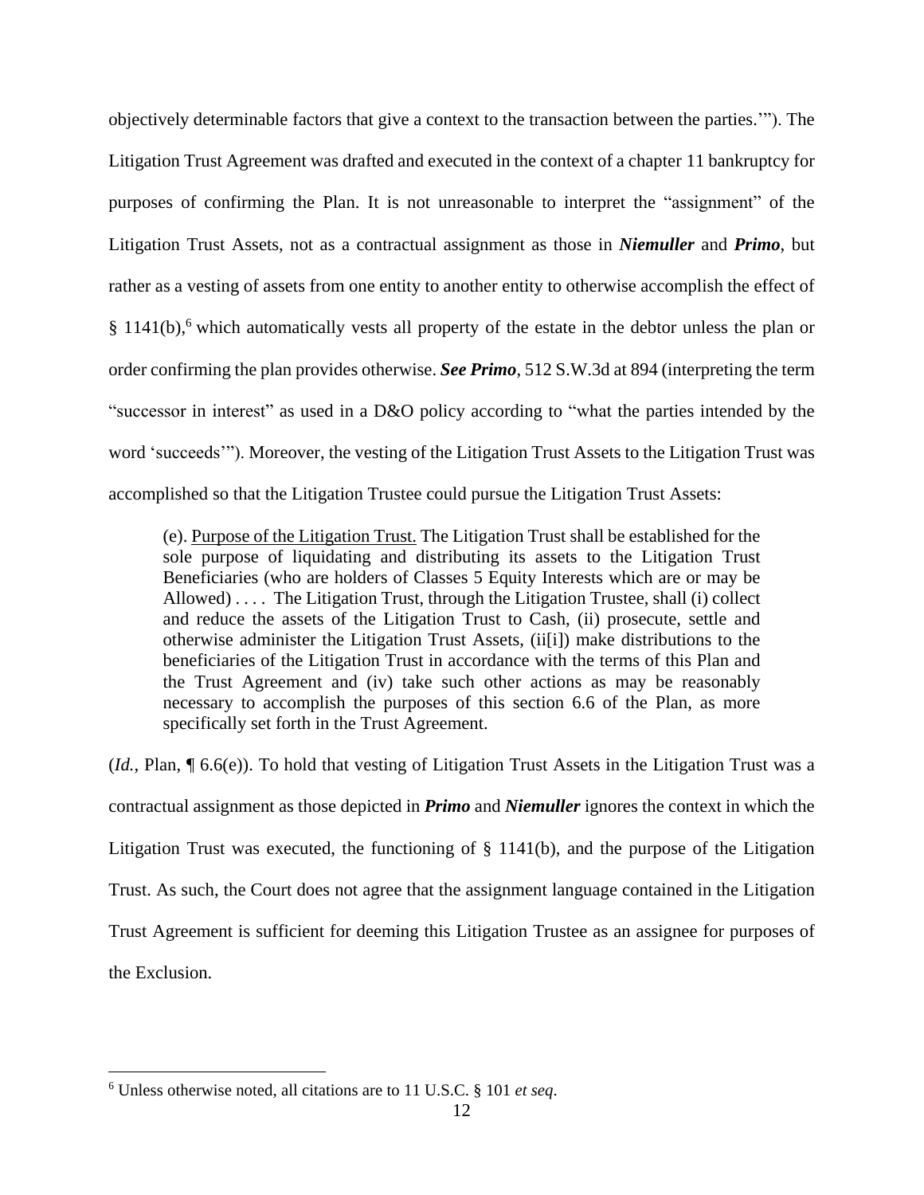objectively determinable factors that give a context to the transaction between the parties.'"). The Litigation Trust Agreement was drafted and executed in the context of a chapter 11 bankruptcy for purposes of confirming the Plan. It is not unreasonable to interpret the "assignment" of the Litigation Trust Assets, not as a contractual assignment as those in ***Niemuller*** and ***Primo***, but rather as a vesting of assets from one entity to another entity to otherwise accomplish the effect of § 1141(b),[6] which automatically vests all property of the estate in the debtor unless the plan or order confirming the plan provides otherwise. ***See Primo***, 512 S.W.3d at 894 (interpreting the term "successor in interest" as used in a D&O policy according to "what the parties intended by the word 'succeeds'"). Moreover, the vesting of the Litigation Trust Assets to the Litigation Trust was accomplished so that the Litigation Trustee could pursue the Litigation Trust Assets:

> (e). <u>Purpose of the Litigation Trust.</u> The Litigation Trust shall be established for the sole purpose of liquidating and distributing its assets to the Litigation Trust Beneficiaries (who are holders of Classes 5 Equity Interests which are or may be Allowed) . . . . The Litigation Trust, through the Litigation Trustee, shall (i) collect and reduce the assets of the Litigation Trust to Cash, (ii) prosecute, settle and otherwise administer the Litigation Trust Assets, (ii[i]) make distributions to the beneficiaries of the Litigation Trust in accordance with the terms of this Plan and the Trust Agreement and (iv) take such other actions as may be reasonably necessary to accomplish the purposes of this section 6.6 of the Plan, as more specifically set forth in the Trust Agreement.

(*Id.*, Plan, ¶ 6.6(e)). To hold that vesting of Litigation Trust Assets in the Litigation Trust was a contractual assignment as those depicted in ***Primo*** and ***Niemuller*** ignores the context in which the Litigation Trust was executed, the functioning of § 1141(b), and the purpose of the Litigation Trust. As such, the Court does not agree that the assignment language contained in the Litigation Trust Agreement is sufficient for deeming this Litigation Trustee as an assignee for purposes of the Exclusion.

[6] Unless otherwise noted, all citations are to 11 U.S.C. § 101 *et seq*.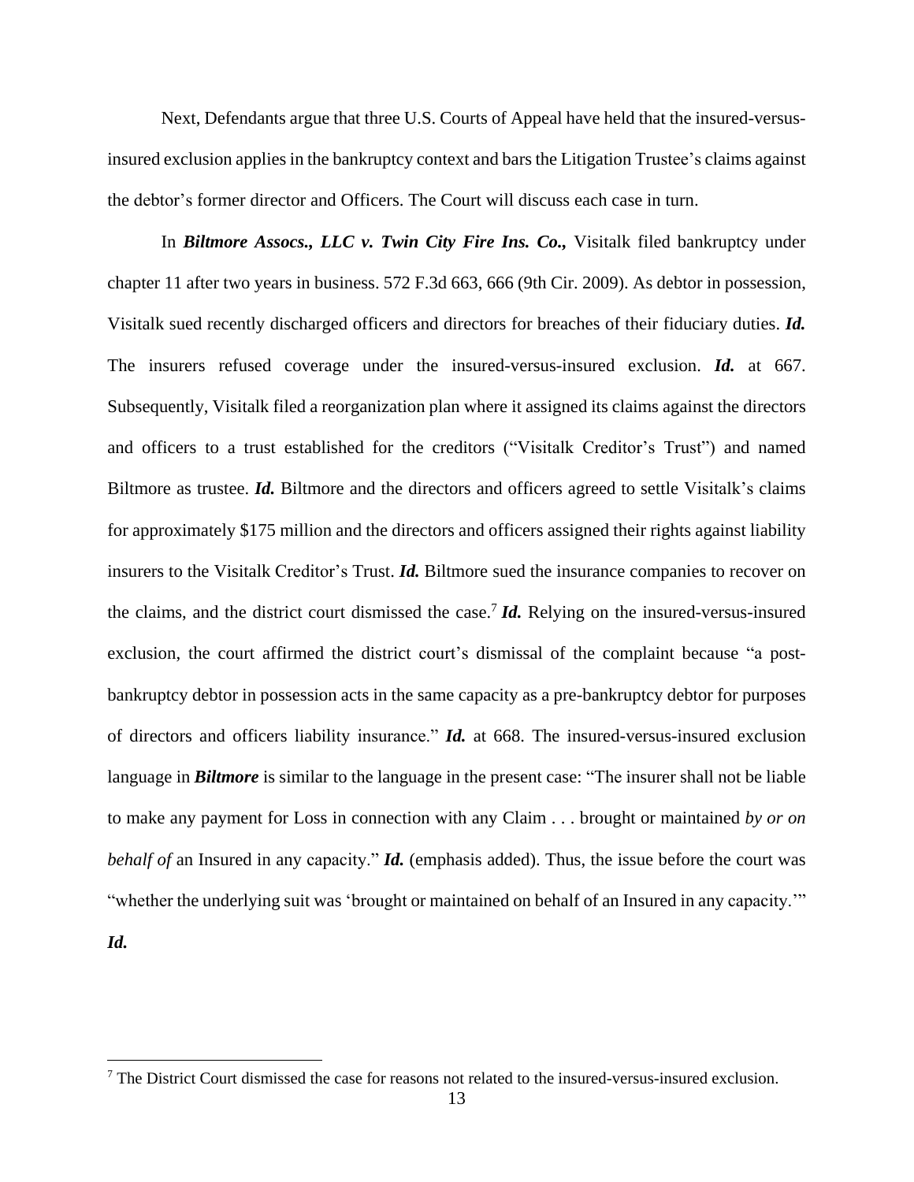Next, Defendants argue that three U.S. Courts of Appeal have held that the insured-versus-insured exclusion applies in the bankruptcy context and bars the Litigation Trustee's claims against the debtor's former director and Officers. The Court will discuss each case in turn.

In ***Biltmore Assocs., LLC v. Twin City Fire Ins. Co.,*** Visitalk filed bankruptcy under chapter 11 after two years in business. 572 F.3d 663, 666 (9th Cir. 2009). As debtor in possession, Visitalk sued recently discharged officers and directors for breaches of their fiduciary duties. ***Id.*** The insurers refused coverage under the insured-versus-insured exclusion. ***Id.*** at 667. Subsequently, Visitalk filed a reorganization plan where it assigned its claims against the directors and officers to a trust established for the creditors ("Visitalk Creditor's Trust") and named Biltmore as trustee. ***Id.*** Biltmore and the directors and officers agreed to settle Visitalk's claims for approximately $175 million and the directors and officers assigned their rights against liability insurers to the Visitalk Creditor's Trust. ***Id.*** Biltmore sued the insurance companies to recover on the claims, and the district court dismissed the case.[7] ***Id.*** Relying on the insured-versus-insured exclusion, the court affirmed the district court's dismissal of the complaint because "a post-bankruptcy debtor in possession acts in the same capacity as a pre-bankruptcy debtor for purposes of directors and officers liability insurance." ***Id.*** at 668. The insured-versus-insured exclusion language in ***Biltmore*** is similar to the language in the present case: "The insurer shall not be liable to make any payment for Loss in connection with any Claim . . . brought or maintained *by or on behalf of* an Insured in any capacity." ***Id.*** (emphasis added). Thus, the issue before the court was "whether the underlying suit was 'brought or maintained on behalf of an Insured in any capacity.'" ***Id.***

[7] The District Court dismissed the case for reasons not related to the insured-versus-insured exclusion.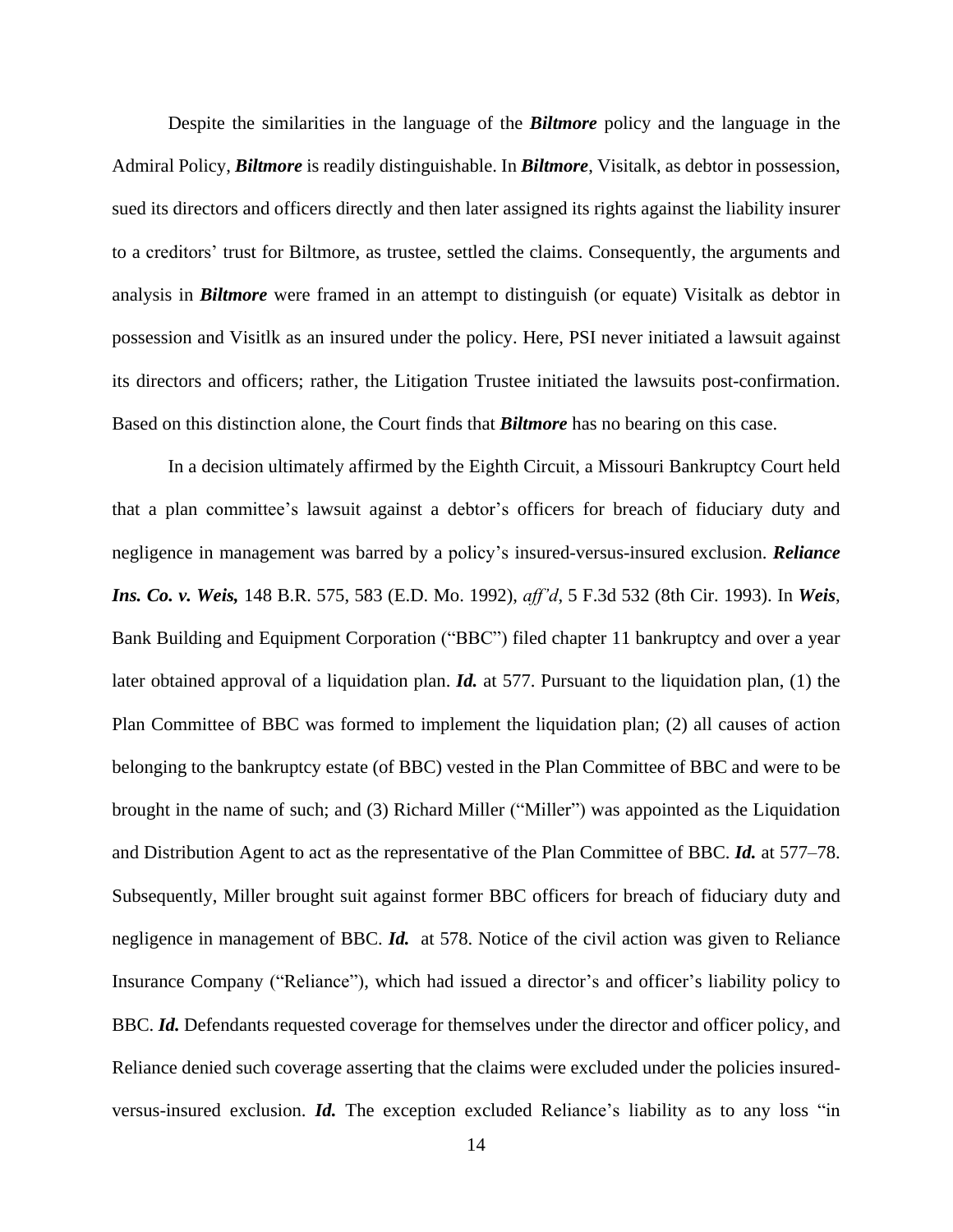Despite the similarities in the language of the ***Biltmore*** policy and the language in the Admiral Policy, ***Biltmore*** is readily distinguishable. In ***Biltmore***, Visitalk, as debtor in possession, sued its directors and officers directly and then later assigned its rights against the liability insurer to a creditors' trust for Biltmore, as trustee, settled the claims. Consequently, the arguments and analysis in ***Biltmore*** were framed in an attempt to distinguish (or equate) Visitalk as debtor in possession and Visitlk as an insured under the policy. Here, PSI never initiated a lawsuit against its directors and officers; rather, the Litigation Trustee initiated the lawsuits post-confirmation. Based on this distinction alone, the Court finds that ***Biltmore*** has no bearing on this case.

In a decision ultimately affirmed by the Eighth Circuit, a Missouri Bankruptcy Court held that a plan committee's lawsuit against a debtor's officers for breach of fiduciary duty and negligence in management was barred by a policy's insured-versus-insured exclusion. ***Reliance Ins. Co. v. Weis,*** 148 B.R. 575, 583 (E.D. Mo. 1992), *aff'd*, 5 F.3d 532 (8th Cir. 1993). In ***Weis***, Bank Building and Equipment Corporation ("BBC") filed chapter 11 bankruptcy and over a year later obtained approval of a liquidation plan. ***Id.*** at 577. Pursuant to the liquidation plan, (1) the Plan Committee of BBC was formed to implement the liquidation plan; (2) all causes of action belonging to the bankruptcy estate (of BBC) vested in the Plan Committee of BBC and were to be brought in the name of such; and (3) Richard Miller ("Miller") was appointed as the Liquidation and Distribution Agent to act as the representative of the Plan Committee of BBC. ***Id.*** at 577–78. Subsequently, Miller brought suit against former BBC officers for breach of fiduciary duty and negligence in management of BBC. ***Id.*** at 578. Notice of the civil action was given to Reliance Insurance Company ("Reliance"), which had issued a director's and officer's liability policy to BBC. ***Id.*** Defendants requested coverage for themselves under the director and officer policy, and Reliance denied such coverage asserting that the claims were excluded under the policies insured-versus-insured exclusion. ***Id.*** The exception excluded Reliance's liability as to any loss "in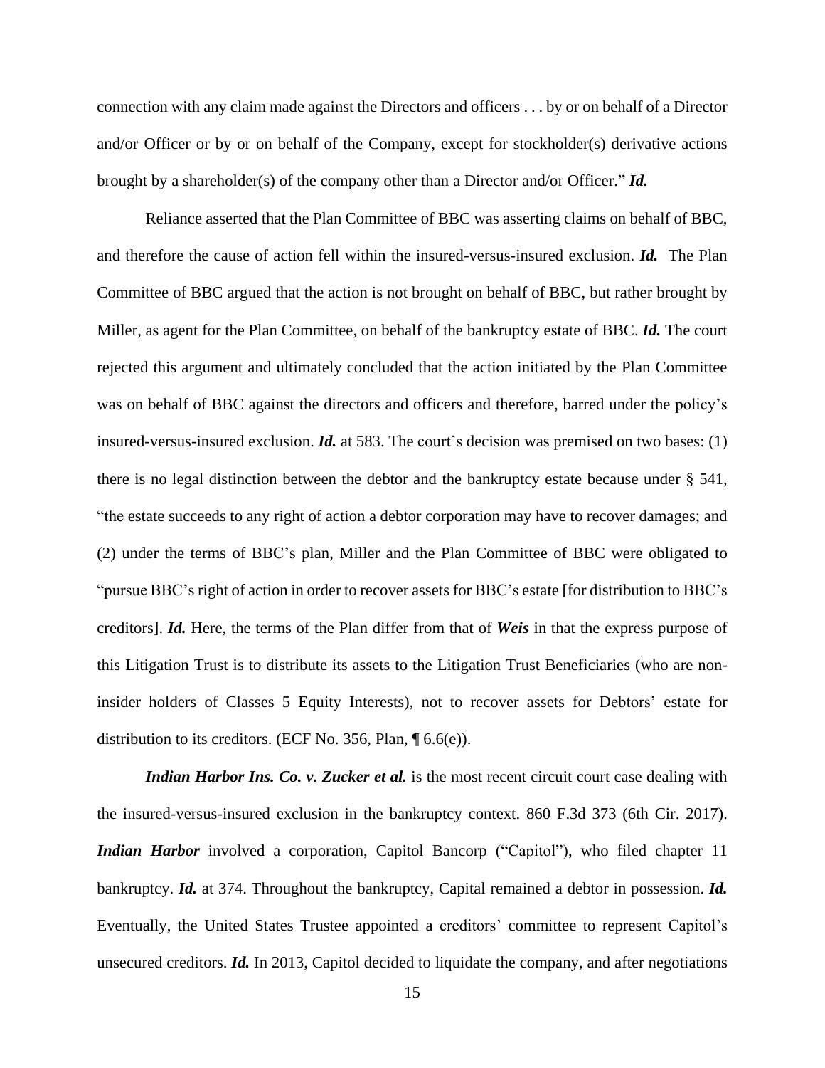connection with any claim made against the Directors and officers . . . by or on behalf of a Director and/or Officer or by or on behalf of the Company, except for stockholder(s) derivative actions brought by a shareholder(s) of the company other than a Director and/or Officer." ***Id.***

Reliance asserted that the Plan Committee of BBC was asserting claims on behalf of BBC, and therefore the cause of action fell within the insured-versus-insured exclusion. ***Id.*** The Plan Committee of BBC argued that the action is not brought on behalf of BBC, but rather brought by Miller, as agent for the Plan Committee, on behalf of the bankruptcy estate of BBC. ***Id.*** The court rejected this argument and ultimately concluded that the action initiated by the Plan Committee was on behalf of BBC against the directors and officers and therefore, barred under the policy's insured-versus-insured exclusion. ***Id.*** at 583. The court's decision was premised on two bases: (1) there is no legal distinction between the debtor and the bankruptcy estate because under § 541, "the estate succeeds to any right of action a debtor corporation may have to recover damages; and (2) under the terms of BBC's plan, Miller and the Plan Committee of BBC were obligated to "pursue BBC's right of action in order to recover assets for BBC's estate [for distribution to BBC's creditors]. ***Id.*** Here, the terms of the Plan differ from that of ***Weis*** in that the express purpose of this Litigation Trust is to distribute its assets to the Litigation Trust Beneficiaries (who are non-insider holders of Classes 5 Equity Interests), not to recover assets for Debtors' estate for distribution to its creditors. (ECF No. 356, Plan, ¶ 6.6(e)).

***Indian Harbor Ins. Co. v. Zucker et al.*** is the most recent circuit court case dealing with the insured-versus-insured exclusion in the bankruptcy context. 860 F.3d 373 (6th Cir. 2017). ***Indian Harbor*** involved a corporation, Capitol Bancorp ("Capitol"), who filed chapter 11 bankruptcy. ***Id.*** at 374. Throughout the bankruptcy, Capital remained a debtor in possession. ***Id.*** Eventually, the United States Trustee appointed a creditors' committee to represent Capitol's unsecured creditors. ***Id.*** In 2013, Capitol decided to liquidate the company, and after negotiations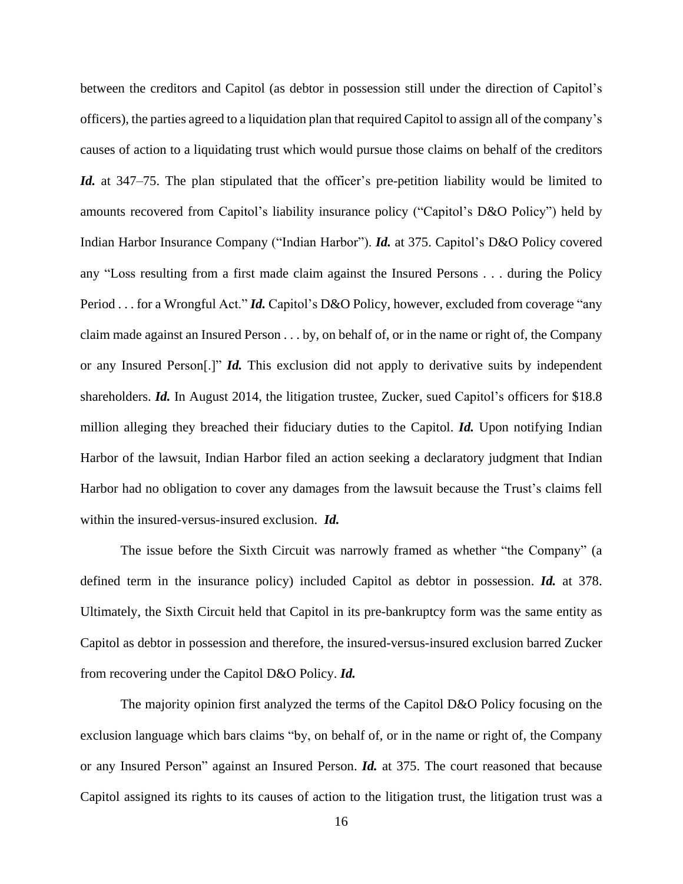between the creditors and Capitol (as debtor in possession still under the direction of Capitol's officers), the parties agreed to a liquidation plan that required Capitol to assign all of the company's causes of action to a liquidating trust which would pursue those claims on behalf of the creditors ***Id.*** at 347–75. The plan stipulated that the officer's pre-petition liability would be limited to amounts recovered from Capitol's liability insurance policy ("Capitol's D&O Policy") held by Indian Harbor Insurance Company ("Indian Harbor"). ***Id.*** at 375. Capitol's D&O Policy covered any "Loss resulting from a first made claim against the Insured Persons . . . during the Policy Period . . . for a Wrongful Act." ***Id.*** Capitol's D&O Policy, however, excluded from coverage "any claim made against an Insured Person . . . by, on behalf of, or in the name or right of, the Company or any Insured Person[.]" ***Id.*** This exclusion did not apply to derivative suits by independent shareholders. ***Id.*** In August 2014, the litigation trustee, Zucker, sued Capitol's officers for $18.8 million alleging they breached their fiduciary duties to the Capitol. ***Id.*** Upon notifying Indian Harbor of the lawsuit, Indian Harbor filed an action seeking a declaratory judgment that Indian Harbor had no obligation to cover any damages from the lawsuit because the Trust's claims fell within the insured-versus-insured exclusion. ***Id.***

The issue before the Sixth Circuit was narrowly framed as whether "the Company" (a defined term in the insurance policy) included Capitol as debtor in possession. ***Id.*** at 378. Ultimately, the Sixth Circuit held that Capitol in its pre-bankruptcy form was the same entity as Capitol as debtor in possession and therefore, the insured-versus-insured exclusion barred Zucker from recovering under the Capitol D&O Policy. ***Id.***

The majority opinion first analyzed the terms of the Capitol D&O Policy focusing on the exclusion language which bars claims "by, on behalf of, or in the name or right of, the Company or any Insured Person" against an Insured Person. ***Id.*** at 375. The court reasoned that because Capitol assigned its rights to its causes of action to the litigation trust, the litigation trust was a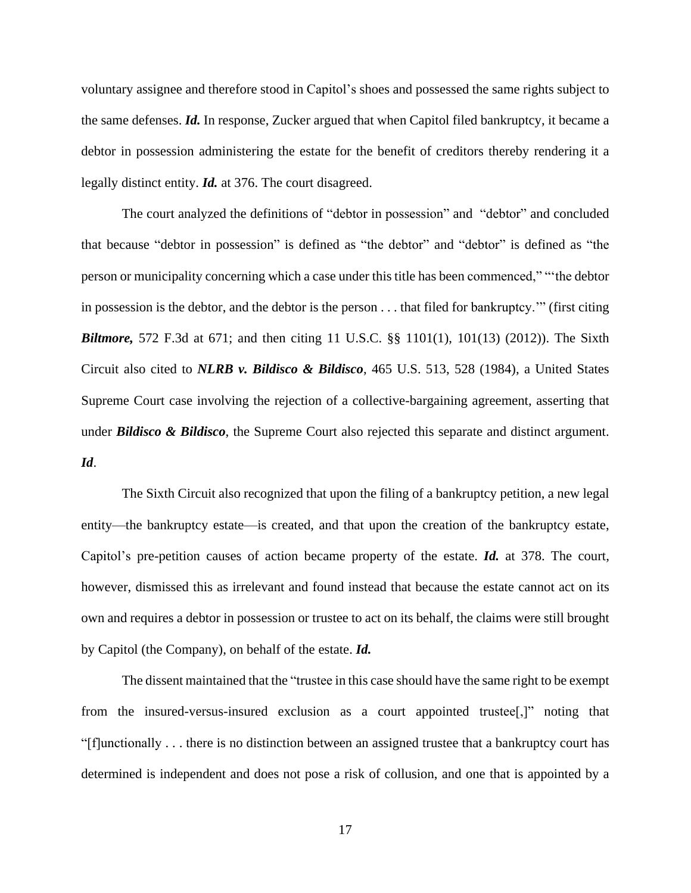voluntary assignee and therefore stood in Capitol's shoes and possessed the same rights subject to the same defenses. ***Id.*** In response, Zucker argued that when Capitol filed bankruptcy, it became a debtor in possession administering the estate for the benefit of creditors thereby rendering it a legally distinct entity. ***Id.*** at 376. The court disagreed.

The court analyzed the definitions of "debtor in possession" and "debtor" and concluded that because "debtor in possession" is defined as "the debtor" and "debtor" is defined as "the person or municipality concerning which a case under this title has been commenced," "'the debtor in possession is the debtor, and the debtor is the person . . . that filed for bankruptcy.'" (first citing ***Biltmore,*** 572 F.3d at 671; and then citing 11 U.S.C. §§ 1101(1), 101(13) (2012)). The Sixth Circuit also cited to ***NLRB v. Bildisco & Bildisco***, 465 U.S. 513, 528 (1984), a United States Supreme Court case involving the rejection of a collective-bargaining agreement, asserting that under ***Bildisco & Bildisco***, the Supreme Court also rejected this separate and distinct argument. ***Id***.

The Sixth Circuit also recognized that upon the filing of a bankruptcy petition, a new legal entity—the bankruptcy estate—is created, and that upon the creation of the bankruptcy estate, Capitol's pre-petition causes of action became property of the estate. ***Id.*** at 378. The court, however, dismissed this as irrelevant and found instead that because the estate cannot act on its own and requires a debtor in possession or trustee to act on its behalf, the claims were still brought by Capitol (the Company), on behalf of the estate. ***Id.***

The dissent maintained that the "trustee in this case should have the same right to be exempt from the insured-versus-insured exclusion as a court appointed trustee[,]" noting that "[f]unctionally . . . there is no distinction between an assigned trustee that a bankruptcy court has determined is independent and does not pose a risk of collusion, and one that is appointed by a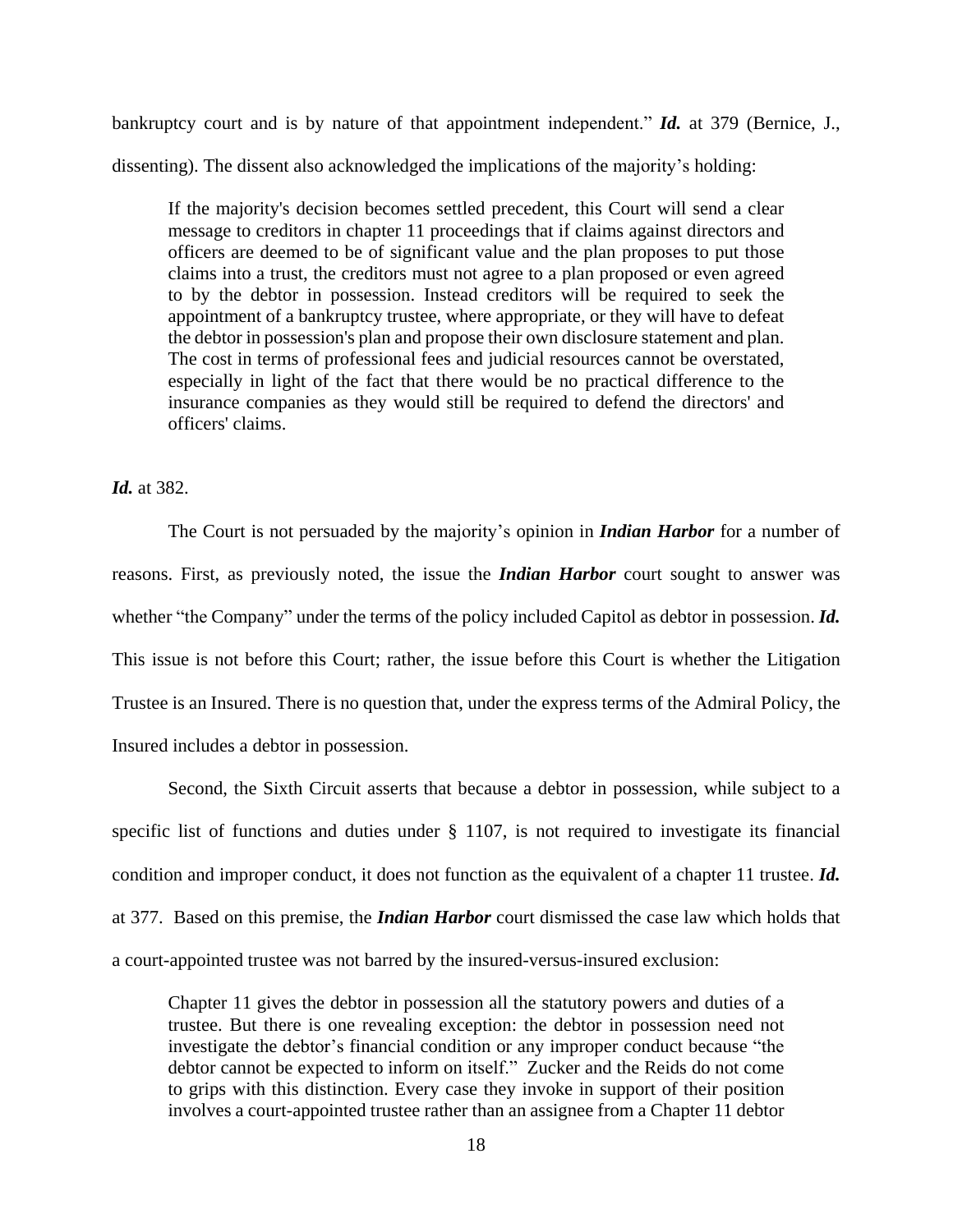bankruptcy court and is by nature of that appointment independent." ***Id.*** at 379 (Bernice, J., dissenting). The dissent also acknowledged the implications of the majority's holding:

> If the majority's decision becomes settled precedent, this Court will send a clear message to creditors in chapter 11 proceedings that if claims against directors and officers are deemed to be of significant value and the plan proposes to put those claims into a trust, the creditors must not agree to a plan proposed or even agreed to by the debtor in possession. Instead creditors will be required to seek the appointment of a bankruptcy trustee, where appropriate, or they will have to defeat the debtor in possession's plan and propose their own disclosure statement and plan. The cost in terms of professional fees and judicial resources cannot be overstated, especially in light of the fact that there would be no practical difference to the insurance companies as they would still be required to defend the directors' and officers' claims.

***Id.*** at 382.

The Court is not persuaded by the majority's opinion in ***Indian Harbor*** for a number of reasons. First, as previously noted, the issue the ***Indian Harbor*** court sought to answer was whether "the Company" under the terms of the policy included Capitol as debtor in possession. ***Id.*** This issue is not before this Court; rather, the issue before this Court is whether the Litigation Trustee is an Insured. There is no question that, under the express terms of the Admiral Policy, the Insured includes a debtor in possession.

Second, the Sixth Circuit asserts that because a debtor in possession, while subject to a specific list of functions and duties under § 1107, is not required to investigate its financial condition and improper conduct, it does not function as the equivalent of a chapter 11 trustee. ***Id.*** at 377. Based on this premise, the ***Indian Harbor*** court dismissed the case law which holds that a court-appointed trustee was not barred by the insured-versus-insured exclusion:

> Chapter 11 gives the debtor in possession all the statutory powers and duties of a trustee. But there is one revealing exception: the debtor in possession need not investigate the debtor's financial condition or any improper conduct because "the debtor cannot be expected to inform on itself." Zucker and the Reids do not come to grips with this distinction. Every case they invoke in support of their position involves a court-appointed trustee rather than an assignee from a Chapter 11 debtor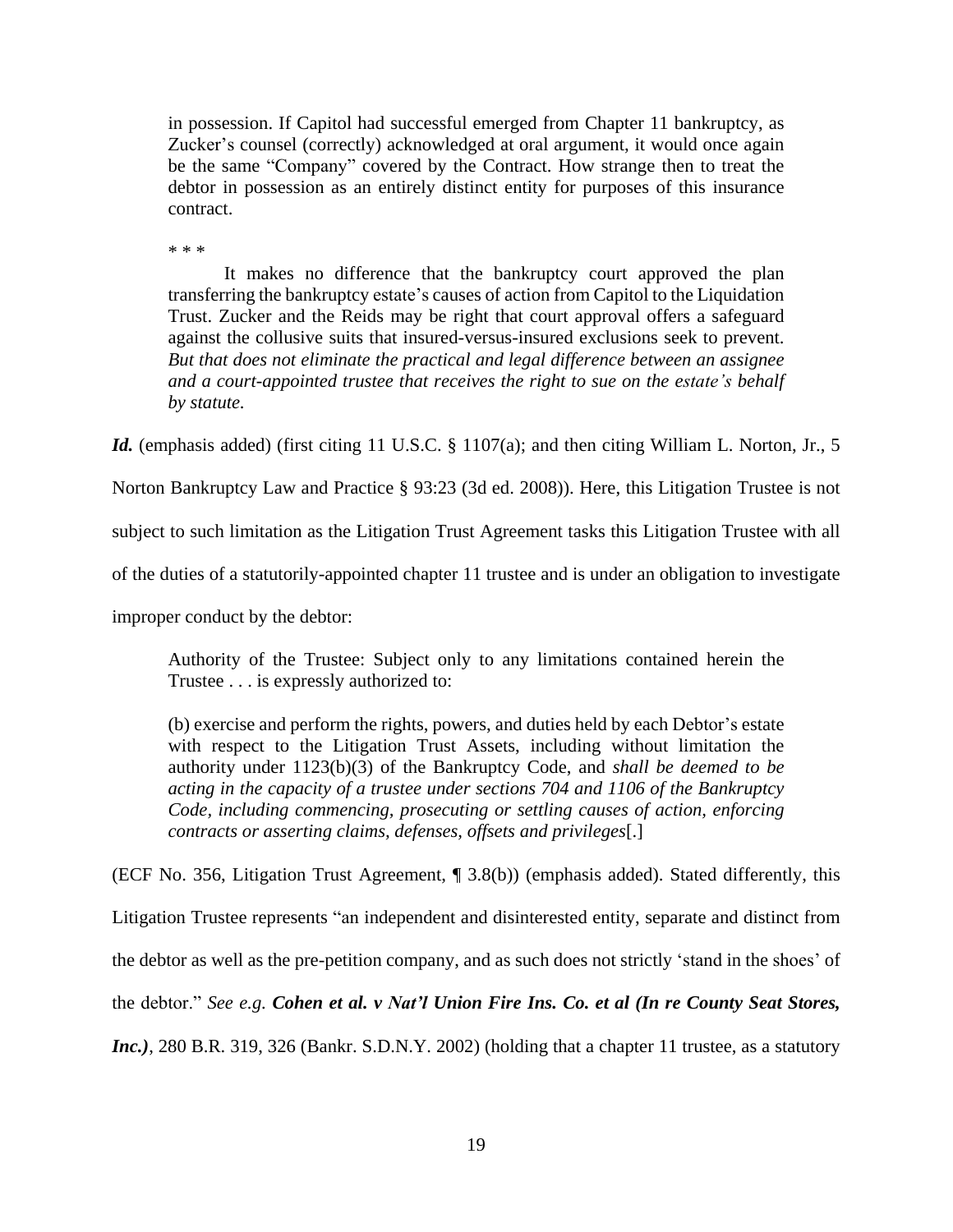> in possession. If Capitol had successful emerged from Chapter 11 bankruptcy, as Zucker's counsel (correctly) acknowledged at oral argument, it would once again be the same "Company" covered by the Contract. How strange then to treat the debtor in possession as an entirely distinct entity for purposes of this insurance contract.
>
> \* \* \*
>
> It makes no difference that the bankruptcy court approved the plan transferring the bankruptcy estate's causes of action from Capitol to the Liquidation Trust. Zucker and the Reids may be right that court approval offers a safeguard against the collusive suits that insured-versus-insured exclusions seek to prevent. *But that does not eliminate the practical and legal difference between an assignee and a court-appointed trustee that receives the right to sue on the estate's behalf by statute.*

***Id.*** (emphasis added) (first citing 11 U.S.C. § 1107(a); and then citing William L. Norton, Jr., 5 Norton Bankruptcy Law and Practice § 93:23 (3d ed. 2008)). Here, this Litigation Trustee is not subject to such limitation as the Litigation Trust Agreement tasks this Litigation Trustee with all of the duties of a statutorily-appointed chapter 11 trustee and is under an obligation to investigate improper conduct by the debtor:

> Authority of the Trustee: Subject only to any limitations contained herein the Trustee . . . is expressly authorized to:
>
> (b) exercise and perform the rights, powers, and duties held by each Debtor's estate with respect to the Litigation Trust Assets, including without limitation the authority under 1123(b)(3) of the Bankruptcy Code, and *shall be deemed to be acting in the capacity of a trustee under sections 704 and 1106 of the Bankruptcy Code, including commencing, prosecuting or settling causes of action, enforcing contracts or asserting claims, defenses, offsets and privileges*[.]

(ECF No. 356, Litigation Trust Agreement, ¶ 3.8(b)) (emphasis added). Stated differently, this Litigation Trustee represents "an independent and disinterested entity, separate and distinct from the debtor as well as the pre-petition company, and as such does not strictly 'stand in the shoes' of the debtor." *See e.g.* ***Cohen et al. v Nat'l Union Fire Ins. Co. et al (In re County Seat Stores, Inc.)***, 280 B.R. 319, 326 (Bankr. S.D.N.Y. 2002) (holding that a chapter 11 trustee, as a statutory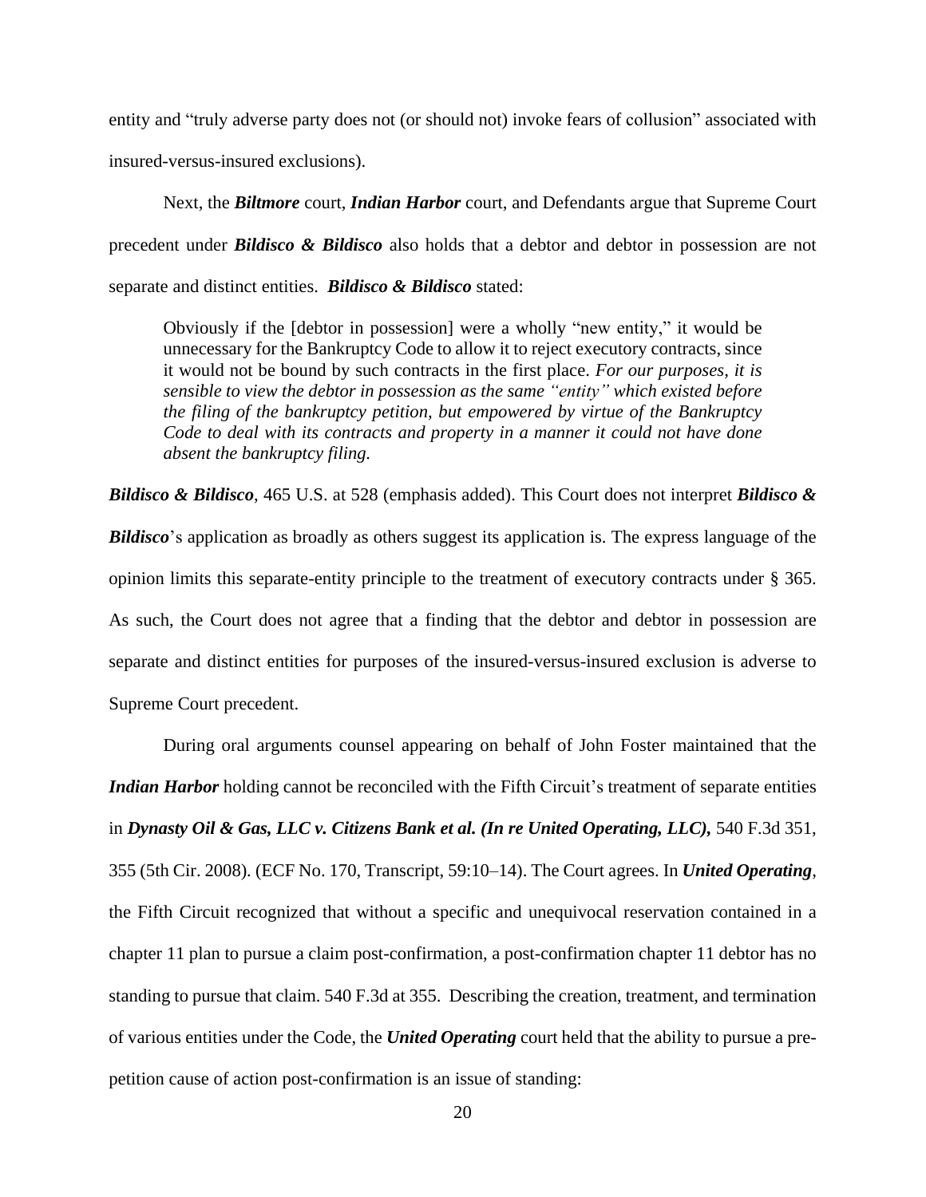entity and "truly adverse party does not (or should not) invoke fears of collusion" associated with insured-versus-insured exclusions).

Next, the ***Biltmore*** court, ***Indian Harbor*** court, and Defendants argue that Supreme Court precedent under ***Bildisco & Bildisco*** also holds that a debtor and debtor in possession are not separate and distinct entities. ***Bildisco & Bildisco*** stated:

> Obviously if the [debtor in possession] were a wholly "new entity," it would be unnecessary for the Bankruptcy Code to allow it to reject executory contracts, since it would not be bound by such contracts in the first place. *For our purposes, it is sensible to view the debtor in possession as the same "entity" which existed before the filing of the bankruptcy petition, but empowered by virtue of the Bankruptcy Code to deal with its contracts and property in a manner it could not have done absent the bankruptcy filing.*

***Bildisco & Bildisco***, 465 U.S. at 528 (emphasis added). This Court does not interpret ***Bildisco & Bildisco***'s application as broadly as others suggest its application is. The express language of the opinion limits this separate-entity principle to the treatment of executory contracts under § 365. As such, the Court does not agree that a finding that the debtor and debtor in possession are separate and distinct entities for purposes of the insured-versus-insured exclusion is adverse to Supreme Court precedent.

During oral arguments counsel appearing on behalf of John Foster maintained that the ***Indian Harbor*** holding cannot be reconciled with the Fifth Circuit's treatment of separate entities in ***Dynasty Oil & Gas, LLC v. Citizens Bank et al. (In re United Operating, LLC),*** 540 F.3d 351, 355 (5th Cir. 2008). (ECF No. 170, Transcript, 59:10–14). The Court agrees. In ***United Operating***, the Fifth Circuit recognized that without a specific and unequivocal reservation contained in a chapter 11 plan to pursue a claim post-confirmation, a post-confirmation chapter 11 debtor has no standing to pursue that claim. 540 F.3d at 355. Describing the creation, treatment, and termination of various entities under the Code, the ***United Operating*** court held that the ability to pursue a pre-petition cause of action post-confirmation is an issue of standing: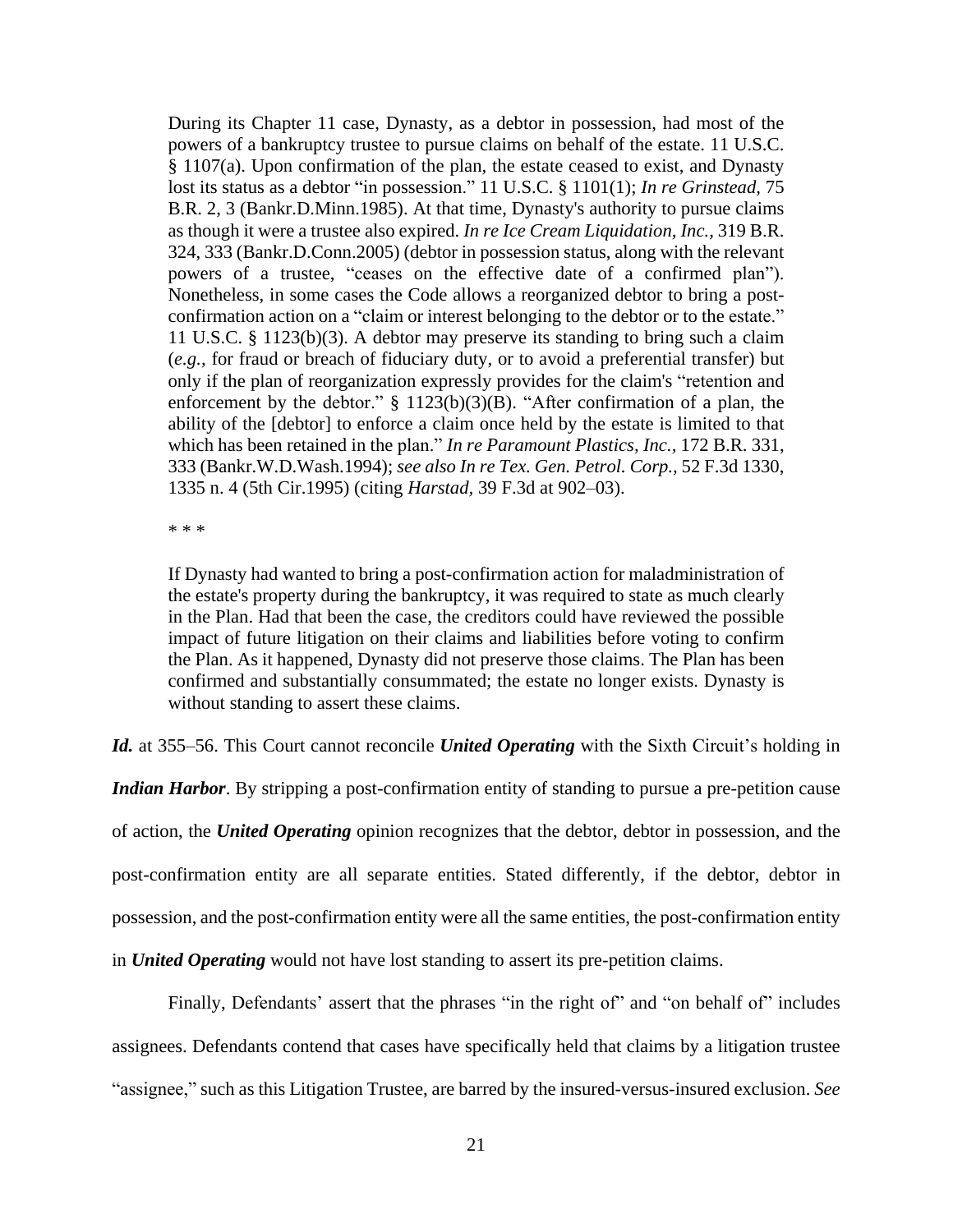> During its Chapter 11 case, Dynasty, as a debtor in possession, had most of the powers of a bankruptcy trustee to pursue claims on behalf of the estate. 11 U.S.C. § 1107(a). Upon confirmation of the plan, the estate ceased to exist, and Dynasty lost its status as a debtor "in possession." 11 U.S.C. § 1101(1); *In re Grinstead,* 75 B.R. 2, 3 (Bankr.D.Minn.1985). At that time, Dynasty's authority to pursue claims as though it were a trustee also expired. *In re Ice Cream Liquidation, Inc.,* 319 B.R. 324, 333 (Bankr.D.Conn.2005) (debtor in possession status, along with the relevant powers of a trustee, "ceases on the effective date of a confirmed plan"). Nonetheless, in some cases the Code allows a reorganized debtor to bring a post-confirmation action on a "claim or interest belonging to the debtor or to the estate." 11 U.S.C. § 1123(b)(3). A debtor may preserve its standing to bring such a claim (*e.g.,* for fraud or breach of fiduciary duty, or to avoid a preferential transfer) but only if the plan of reorganization expressly provides for the claim's "retention and enforcement by the debtor." § 1123(b)(3)(B). "After confirmation of a plan, the ability of the [debtor] to enforce a claim once held by the estate is limited to that which has been retained in the plan." *In re Paramount Plastics, Inc.,* 172 B.R. 331, 333 (Bankr.W.D.Wash.1994); *see also In re Tex. Gen. Petrol. Corp.,* 52 F.3d 1330, 1335 n. 4 (5th Cir.1995) (citing *Harstad,* 39 F.3d at 902–03).
>
> \* \* \*
>
> If Dynasty had wanted to bring a post-confirmation action for maladministration of the estate's property during the bankruptcy, it was required to state as much clearly in the Plan. Had that been the case, the creditors could have reviewed the possible impact of future litigation on their claims and liabilities before voting to confirm the Plan. As it happened, Dynasty did not preserve those claims. The Plan has been confirmed and substantially consummated; the estate no longer exists. Dynasty is without standing to assert these claims.

***Id.*** at 355–56. This Court cannot reconcile ***United Operating*** with the Sixth Circuit's holding in ***Indian Harbor***. By stripping a post-confirmation entity of standing to pursue a pre-petition cause of action, the ***United Operating*** opinion recognizes that the debtor, debtor in possession, and the post-confirmation entity are all separate entities. Stated differently, if the debtor, debtor in possession, and the post-confirmation entity were all the same entities, the post-confirmation entity in ***United Operating*** would not have lost standing to assert its pre-petition claims.

Finally, Defendants' assert that the phrases "in the right of" and "on behalf of" includes assignees. Defendants contend that cases have specifically held that claims by a litigation trustee "assignee," such as this Litigation Trustee, are barred by the insured-versus-insured exclusion. *See*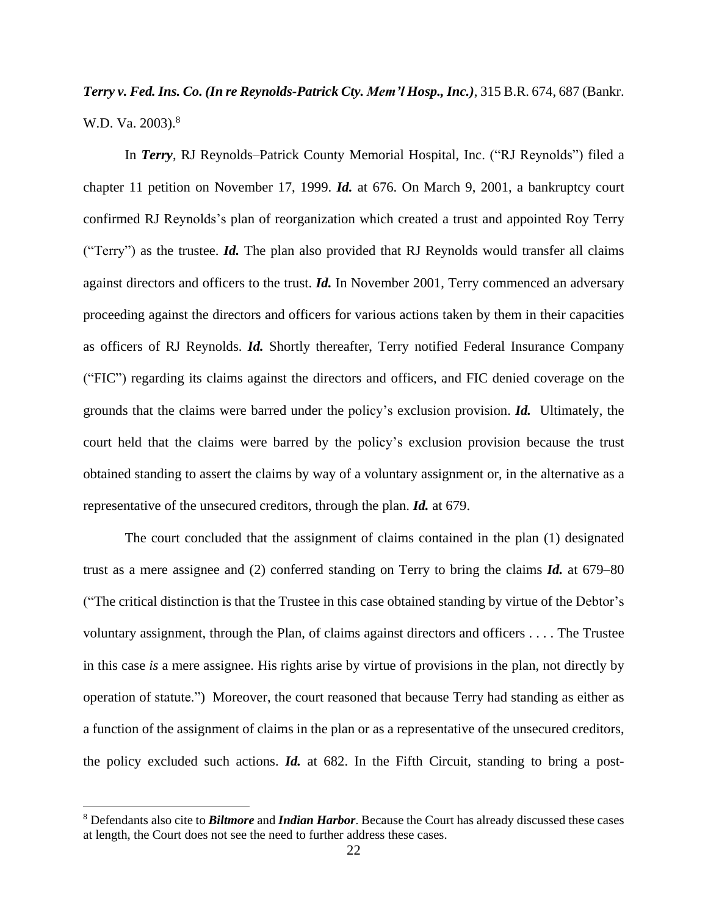***Terry v. Fed. Ins. Co. (In re Reynolds-Patrick Cty. Mem'l Hosp., Inc.)***, 315 B.R. 674, 687 (Bankr. W.D. Va. 2003).[8]

In ***Terry***, RJ Reynolds–Patrick County Memorial Hospital, Inc. ("RJ Reynolds") filed a chapter 11 petition on November 17, 1999. ***Id.*** at 676. On March 9, 2001, a bankruptcy court confirmed RJ Reynolds's plan of reorganization which created a trust and appointed Roy Terry ("Terry") as the trustee. ***Id.*** The plan also provided that RJ Reynolds would transfer all claims against directors and officers to the trust. ***Id.*** In November 2001, Terry commenced an adversary proceeding against the directors and officers for various actions taken by them in their capacities as officers of RJ Reynolds. ***Id.*** Shortly thereafter, Terry notified Federal Insurance Company ("FIC") regarding its claims against the directors and officers, and FIC denied coverage on the grounds that the claims were barred under the policy's exclusion provision. ***Id.*** Ultimately, the court held that the claims were barred by the policy's exclusion provision because the trust obtained standing to assert the claims by way of a voluntary assignment or, in the alternative as a representative of the unsecured creditors, through the plan. ***Id.*** at 679.

The court concluded that the assignment of claims contained in the plan (1) designated trust as a mere assignee and (2) conferred standing on Terry to bring the claims ***Id.*** at 679–80 ("The critical distinction is that the Trustee in this case obtained standing by virtue of the Debtor's voluntary assignment, through the Plan, of claims against directors and officers . . . . The Trustee in this case *is* a mere assignee. His rights arise by virtue of provisions in the plan, not directly by operation of statute.") Moreover, the court reasoned that because Terry had standing as either as a function of the assignment of claims in the plan or as a representative of the unsecured creditors, the policy excluded such actions. ***Id.*** at 682. In the Fifth Circuit, standing to bring a post-

[8] Defendants also cite to ***Biltmore*** and ***Indian Harbor***. Because the Court has already discussed these cases at length, the Court does not see the need to further address these cases.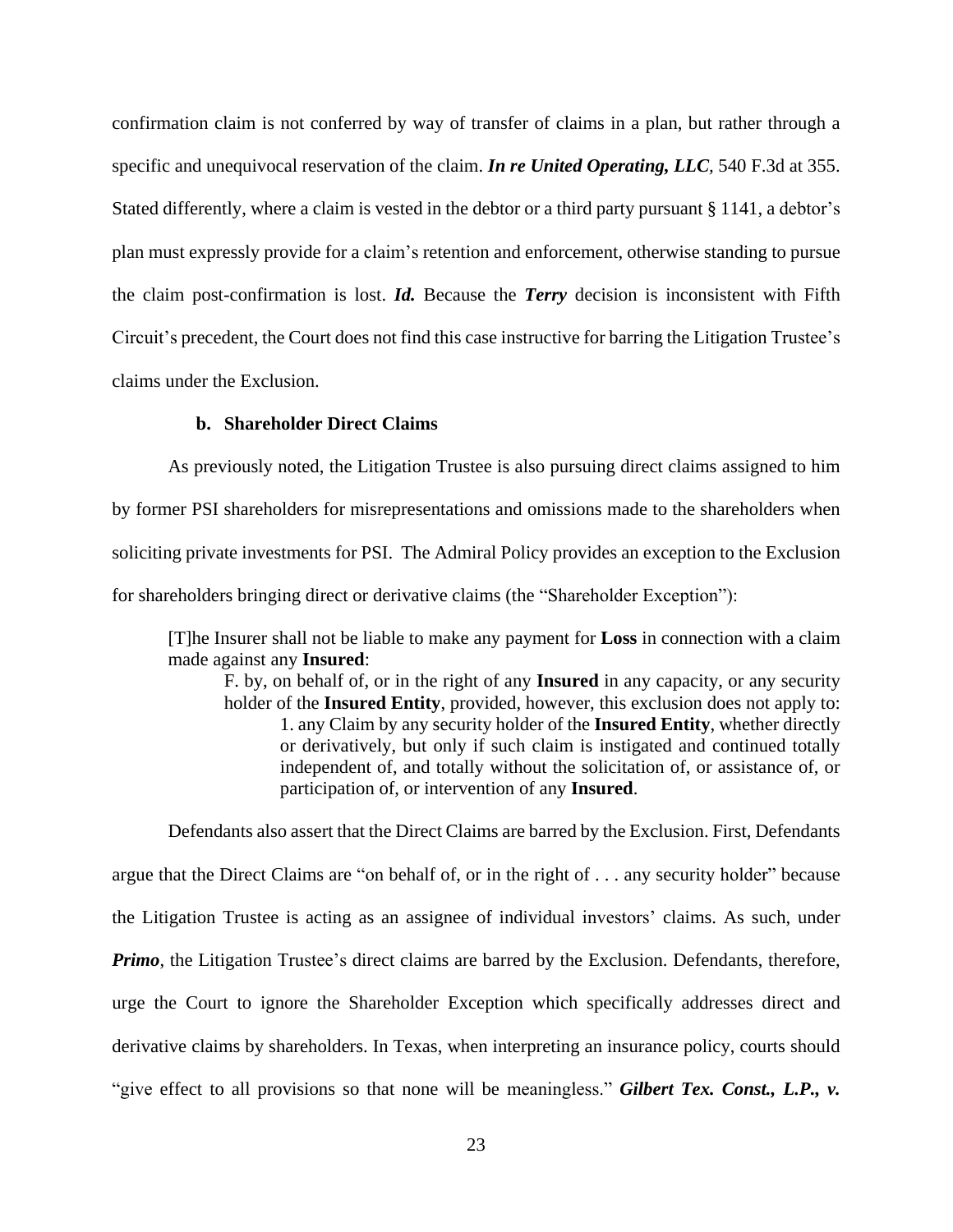confirmation claim is not conferred by way of transfer of claims in a plan, but rather through a specific and unequivocal reservation of the claim. ***In re United Operating, LLC***, 540 F.3d at 355. Stated differently, where a claim is vested in the debtor or a third party pursuant § 1141, a debtor's plan must expressly provide for a claim's retention and enforcement, otherwise standing to pursue the claim post-confirmation is lost. ***Id.*** Because the ***Terry*** decision is inconsistent with Fifth Circuit's precedent, the Court does not find this case instructive for barring the Litigation Trustee's claims under the Exclusion.

#### b. Shareholder Direct Claims

As previously noted, the Litigation Trustee is also pursuing direct claims assigned to him by former PSI shareholders for misrepresentations and omissions made to the shareholders when soliciting private investments for PSI. The Admiral Policy provides an exception to the Exclusion for shareholders bringing direct or derivative claims (the "Shareholder Exception"):

> [T]he Insurer shall not be liable to make any payment for **Loss** in connection with a claim made against any **Insured**:
>
> F. by, on behalf of, or in the right of any **Insured** in any capacity, or any security holder of the **Insured Entity**, provided, however, this exclusion does not apply to:
>
> 1. any Claim by any security holder of the **Insured Entity**, whether directly or derivatively, but only if such claim is instigated and continued totally independent of, and totally without the solicitation of, or assistance of, or participation of, or intervention of any **Insured**.

Defendants also assert that the Direct Claims are barred by the Exclusion. First, Defendants argue that the Direct Claims are "on behalf of, or in the right of . . . any security holder" because the Litigation Trustee is acting as an assignee of individual investors' claims. As such, under ***Primo***, the Litigation Trustee's direct claims are barred by the Exclusion. Defendants, therefore, urge the Court to ignore the Shareholder Exception which specifically addresses direct and derivative claims by shareholders. In Texas, when interpreting an insurance policy, courts should "give effect to all provisions so that none will be meaningless." ***Gilbert Tex. Const., L.P., v.***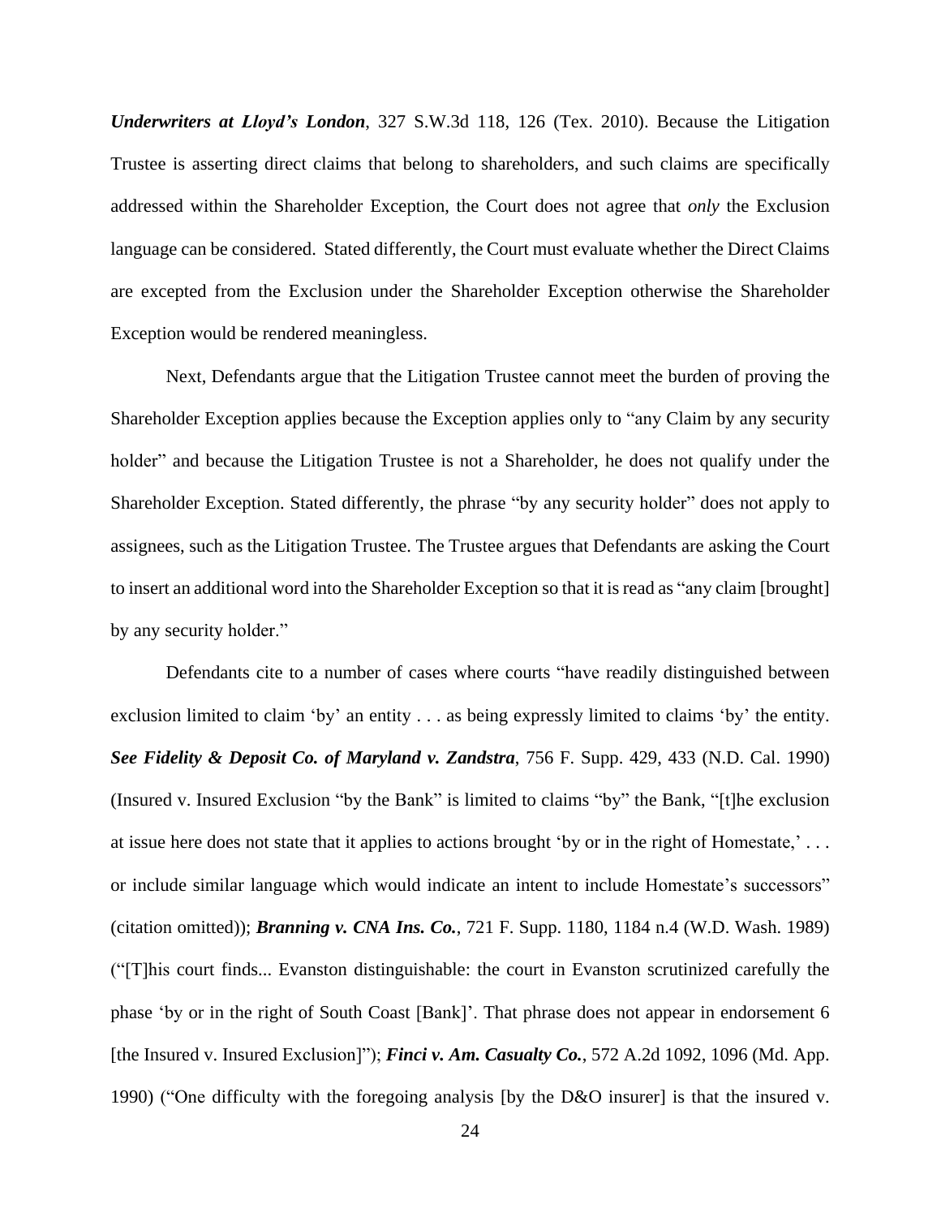***Underwriters at Lloyd's London***, 327 S.W.3d 118, 126 (Tex. 2010). Because the Litigation Trustee is asserting direct claims that belong to shareholders, and such claims are specifically addressed within the Shareholder Exception, the Court does not agree that *only* the Exclusion language can be considered. Stated differently, the Court must evaluate whether the Direct Claims are excepted from the Exclusion under the Shareholder Exception otherwise the Shareholder Exception would be rendered meaningless.

Next, Defendants argue that the Litigation Trustee cannot meet the burden of proving the Shareholder Exception applies because the Exception applies only to "any Claim by any security holder" and because the Litigation Trustee is not a Shareholder, he does not qualify under the Shareholder Exception. Stated differently, the phrase "by any security holder" does not apply to assignees, such as the Litigation Trustee. The Trustee argues that Defendants are asking the Court to insert an additional word into the Shareholder Exception so that it is read as "any claim [brought] by any security holder."

Defendants cite to a number of cases where courts "have readily distinguished between exclusion limited to claim 'by' an entity . . . as being expressly limited to claims 'by' the entity. ***See Fidelity & Deposit Co. of Maryland v. Zandstra***, 756 F. Supp. 429, 433 (N.D. Cal. 1990) (Insured v. Insured Exclusion "by the Bank" is limited to claims "by" the Bank, "[t]he exclusion at issue here does not state that it applies to actions brought 'by or in the right of Homestate,' . . . or include similar language which would indicate an intent to include Homestate's successors" (citation omitted)); ***Branning v. CNA Ins. Co.***, 721 F. Supp. 1180, 1184 n.4 (W.D. Wash. 1989) ("[T]his court finds... Evanston distinguishable: the court in Evanston scrutinized carefully the phase 'by or in the right of South Coast [Bank]'. That phrase does not appear in endorsement 6 [the Insured v. Insured Exclusion]"); ***Finci v. Am. Casualty Co.***, 572 A.2d 1092, 1096 (Md. App. 1990) ("One difficulty with the foregoing analysis [by the D&O insurer] is that the insured v.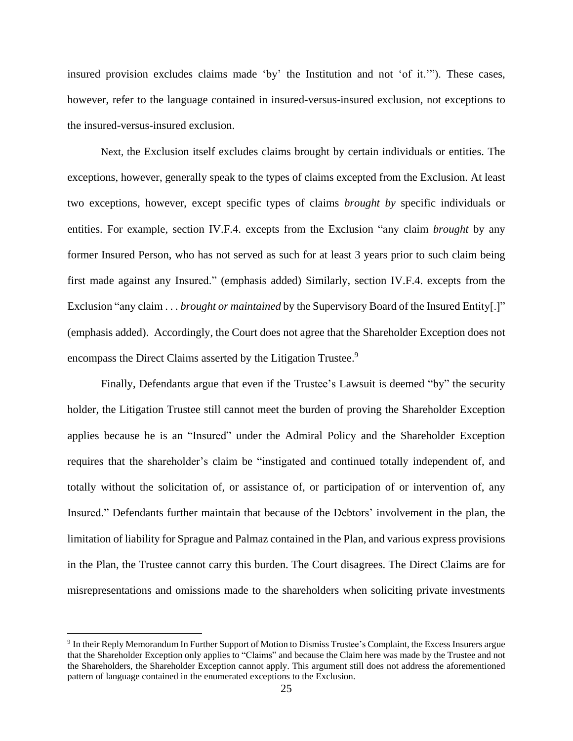insured provision excludes claims made 'by' the Institution and not 'of it.'"). These cases, however, refer to the language contained in insured-versus-insured exclusion, not exceptions to the insured-versus-insured exclusion.

Next, the Exclusion itself excludes claims brought by certain individuals or entities. The exceptions, however, generally speak to the types of claims excepted from the Exclusion. At least two exceptions, however, except specific types of claims *brought by* specific individuals or entities. For example, section IV.F.4. excepts from the Exclusion "any claim *brought* by any former Insured Person, who has not served as such for at least 3 years prior to such claim being first made against any Insured." (emphasis added) Similarly, section IV.F.4. excepts from the Exclusion "any claim . . . *brought or maintained* by the Supervisory Board of the Insured Entity[.]" (emphasis added). Accordingly, the Court does not agree that the Shareholder Exception does not encompass the Direct Claims asserted by the Litigation Trustee.[9]

Finally, Defendants argue that even if the Trustee's Lawsuit is deemed "by" the security holder, the Litigation Trustee still cannot meet the burden of proving the Shareholder Exception applies because he is an "Insured" under the Admiral Policy and the Shareholder Exception requires that the shareholder's claim be "instigated and continued totally independent of, and totally without the solicitation of, or assistance of, or participation of or intervention of, any Insured." Defendants further maintain that because of the Debtors' involvement in the plan, the limitation of liability for Sprague and Palmaz contained in the Plan, and various express provisions in the Plan, the Trustee cannot carry this burden. The Court disagrees. The Direct Claims are for misrepresentations and omissions made to the shareholders when soliciting private investments

---

[9] In their Reply Memorandum In Further Support of Motion to Dismiss Trustee's Complaint, the Excess Insurers argue that the Shareholder Exception only applies to "Claims" and because the Claim here was made by the Trustee and not the Shareholders, the Shareholder Exception cannot apply. This argument still does not address the aforementioned pattern of language contained in the enumerated exceptions to the Exclusion.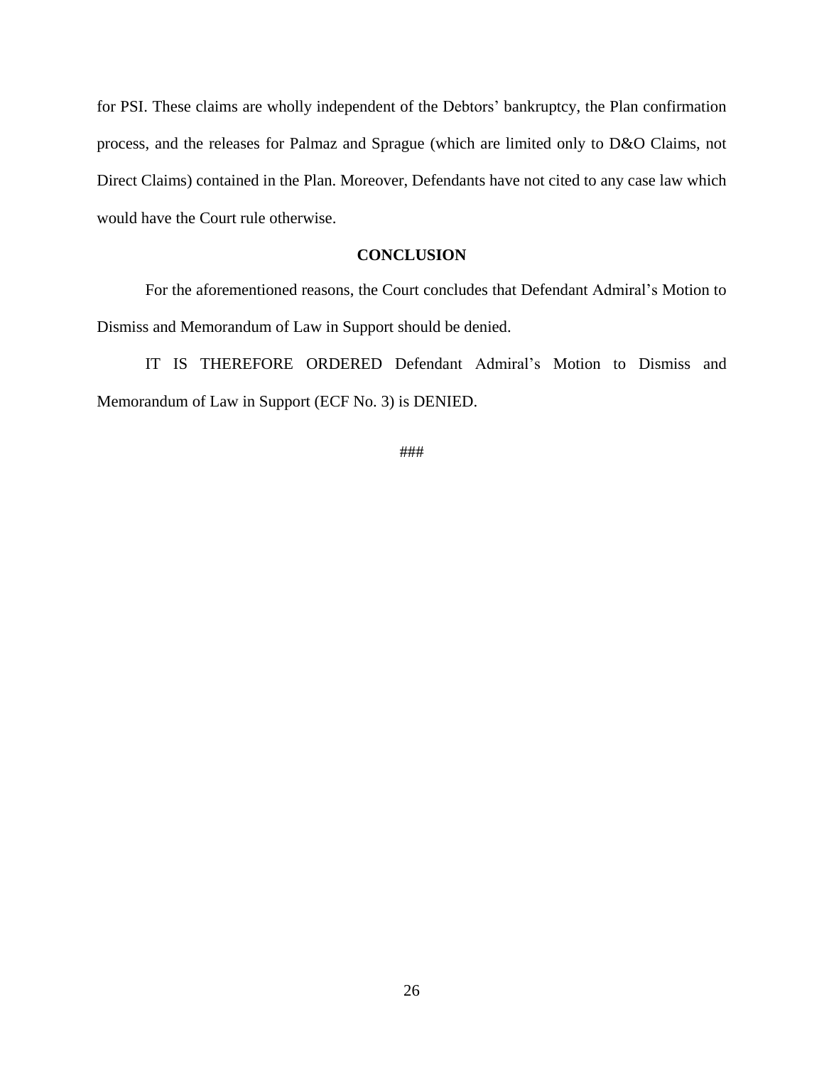for PSI. These claims are wholly independent of the Debtors' bankruptcy, the Plan confirmation process, and the releases for Palmaz and Sprague (which are limited only to D&O Claims, not Direct Claims) contained in the Plan. Moreover, Defendants have not cited to any case law which would have the Court rule otherwise.

## CONCLUSION

For the aforementioned reasons, the Court concludes that Defendant Admiral's Motion to Dismiss and Memorandum of Law in Support should be denied.

IT IS THEREFORE ORDERED Defendant Admiral's Motion to Dismiss and Memorandum of Law in Support (ECF No. 3) is DENIED.

###